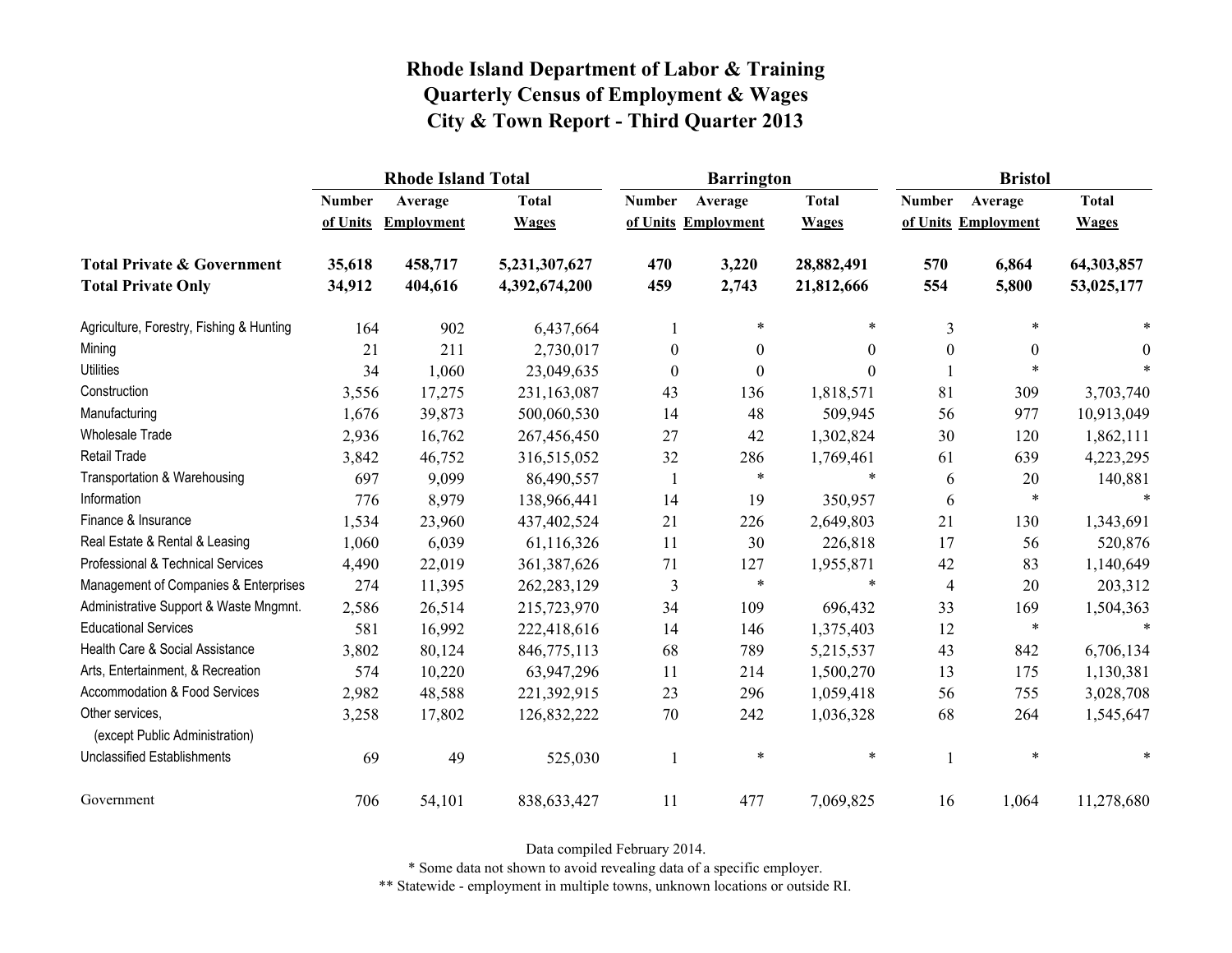# Rhode Island Department of Labor & Training
# Quarterly Census of Employment & Wages
# City & Town Report - Third Quarter 2013

| | Rhode Island Total | | | Barrington | | | Bristol | | |
|---|---|---|---|---|---|---|---|---|---|
| | Number of Units | Average Employment | Total Wages | Number of Units | Average Employment | Total Wages | Number of Units | Average Employment | Total Wages |
| **Total Private & Government** | **35,618** | **458,717** | **5,231,307,627** | **470** | **3,220** | **28,882,491** | **570** | **6,864** | **64,303,857** |
| **Total Private Only** | **34,912** | **404,616** | **4,392,674,200** | **459** | **2,743** | **21,812,666** | **554** | **5,800** | **53,025,177** |
| Agriculture, Forestry, Fishing & Hunting | 164 | 902 | 6,437,664 | 1 | * | * | 3 | * | * |
| Mining | 21 | 211 | 2,730,017 | 0 | 0 | 0 | 0 | 0 | 0 |
| Utilities | 34 | 1,060 | 23,049,635 | 0 | 0 | 0 | 1 | * | * |
| Construction | 3,556 | 17,275 | 231,163,087 | 43 | 136 | 1,818,571 | 81 | 309 | 3,703,740 |
| Manufacturing | 1,676 | 39,873 | 500,060,530 | 14 | 48 | 509,945 | 56 | 977 | 10,913,049 |
| Wholesale Trade | 2,936 | 16,762 | 267,456,450 | 27 | 42 | 1,302,824 | 30 | 120 | 1,862,111 |
| Retail Trade | 3,842 | 46,752 | 316,515,052 | 32 | 286 | 1,769,461 | 61 | 639 | 4,223,295 |
| Transportation & Warehousing | 697 | 9,099 | 86,490,557 | 1 | * | * | 6 | 20 | 140,881 |
| Information | 776 | 8,979 | 138,966,441 | 14 | 19 | 350,957 | 6 | * | * |
| Finance & Insurance | 1,534 | 23,960 | 437,402,524 | 21 | 226 | 2,649,803 | 21 | 130 | 1,343,691 |
| Real Estate & Rental & Leasing | 1,060 | 6,039 | 61,116,326 | 11 | 30 | 226,818 | 17 | 56 | 520,876 |
| Professional & Technical Services | 4,490 | 22,019 | 361,387,626 | 71 | 127 | 1,955,871 | 42 | 83 | 1,140,649 |
| Management of Companies & Enterprises | 274 | 11,395 | 262,283,129 | 3 | * | * | 4 | 20 | 203,312 |
| Administrative Support & Waste Mngmnt. | 2,586 | 26,514 | 215,723,970 | 34 | 109 | 696,432 | 33 | 169 | 1,504,363 |
| Educational Services | 581 | 16,992 | 222,418,616 | 14 | 146 | 1,375,403 | 12 | * | * |
| Health Care & Social Assistance | 3,802 | 80,124 | 846,775,113 | 68 | 789 | 5,215,537 | 43 | 842 | 6,706,134 |
| Arts, Entertainment, & Recreation | 574 | 10,220 | 63,947,296 | 11 | 214 | 1,500,270 | 13 | 175 | 1,130,381 |
| Accommodation & Food Services | 2,982 | 48,588 | 221,392,915 | 23 | 296 | 1,059,418 | 56 | 755 | 3,028,708 |
| Other services, (except Public Administration) | 3,258 | 17,802 | 126,832,222 | 70 | 242 | 1,036,328 | 68 | 264 | 1,545,647 |
| Unclassified Establishments | 69 | 49 | 525,030 | 1 | * | * | 1 | * | * |
| Government | 706 | 54,101 | 838,633,427 | 11 | 477 | 7,069,825 | 16 | 1,064 | 11,278,680 |

Data compiled February 2014.

* Some data not shown to avoid revealing data of a specific employer.

** Statewide - employment in multiple towns, unknown locations or outside RI.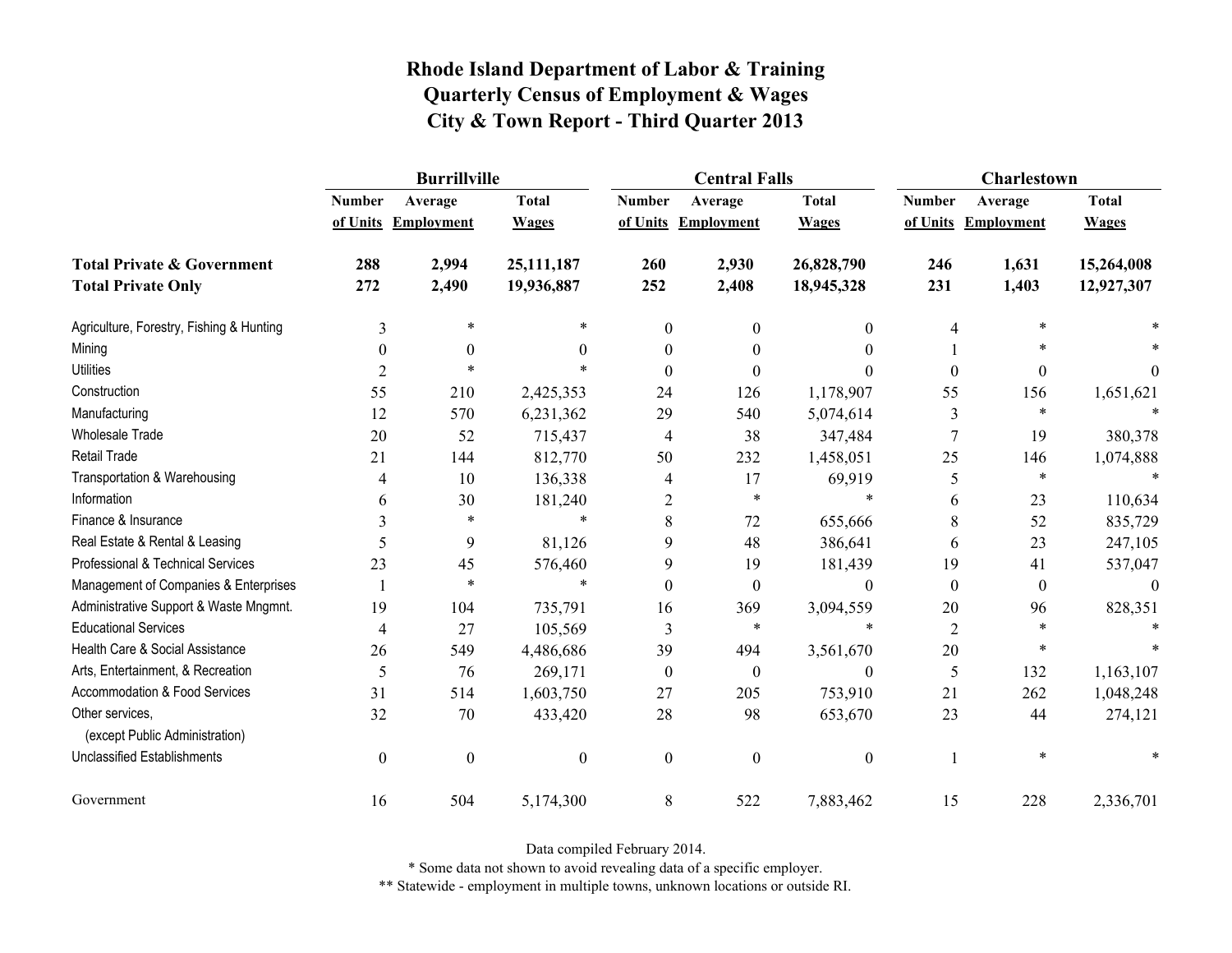# Rhode Island Department of Labor & Training
# Quarterly Census of Employment & Wages
# City & Town Report - Third Quarter 2013

| | Burrillville | | | Central Falls | | | Charlestown | | |
|---|---|---|---|---|---|---|---|---|---|
| | Number of Units | Average Employment | Total Wages | Number of Units | Average Employment | Total Wages | Number of Units | Average Employment | Total Wages |
| **Total Private & Government** | **288** | **2,994** | **25,111,187** | **260** | **2,930** | **26,828,790** | **246** | **1,631** | **15,264,008** |
| **Total Private Only** | **272** | **2,490** | **19,936,887** | **252** | **2,408** | **18,945,328** | **231** | **1,403** | **12,927,307** |
| Agriculture, Forestry, Fishing & Hunting | 3 | * | * | 0 | 0 | 0 | 4 | * | * |
| Mining | 0 | 0 | 0 | 0 | 0 | 0 | 1 | * | * |
| Utilities | 2 | * | * | 0 | 0 | 0 | 0 | 0 | 0 |
| Construction | 55 | 210 | 2,425,353 | 24 | 126 | 1,178,907 | 55 | 156 | 1,651,621 |
| Manufacturing | 12 | 570 | 6,231,362 | 29 | 540 | 5,074,614 | 3 | * | * |
| Wholesale Trade | 20 | 52 | 715,437 | 4 | 38 | 347,484 | 7 | 19 | 380,378 |
| Retail Trade | 21 | 144 | 812,770 | 50 | 232 | 1,458,051 | 25 | 146 | 1,074,888 |
| Transportation & Warehousing | 4 | 10 | 136,338 | 4 | 17 | 69,919 | 5 | * | * |
| Information | 6 | 30 | 181,240 | 2 | * | * | 6 | 23 | 110,634 |
| Finance & Insurance | 3 | * | * | 8 | 72 | 655,666 | 8 | 52 | 835,729 |
| Real Estate & Rental & Leasing | 5 | 9 | 81,126 | 9 | 48 | 386,641 | 6 | 23 | 247,105 |
| Professional & Technical Services | 23 | 45 | 576,460 | 9 | 19 | 181,439 | 19 | 41 | 537,047 |
| Management of Companies & Enterprises | 1 | * | * | 0 | 0 | 0 | 0 | 0 | 0 |
| Administrative Support & Waste Mngmnt. | 19 | 104 | 735,791 | 16 | 369 | 3,094,559 | 20 | 96 | 828,351 |
| Educational Services | 4 | 27 | 105,569 | 3 | * | * | 2 | * | * |
| Health Care & Social Assistance | 26 | 549 | 4,486,686 | 39 | 494 | 3,561,670 | 20 | * | * |
| Arts, Entertainment, & Recreation | 5 | 76 | 269,171 | 0 | 0 | 0 | 5 | 132 | 1,163,107 |
| Accommodation & Food Services | 31 | 514 | 1,603,750 | 27 | 205 | 753,910 | 21 | 262 | 1,048,248 |
| Other services, (except Public Administration) | 32 | 70 | 433,420 | 28 | 98 | 653,670 | 23 | 44 | 274,121 |
| Unclassified Establishments | 0 | 0 | 0 | 0 | 0 | 0 | 1 | * | * |
| Government | 16 | 504 | 5,174,300 | 8 | 522 | 7,883,462 | 15 | 228 | 2,336,701 |

Data compiled February 2014.

* Some data not shown to avoid revealing data of a specific employer.

** Statewide - employment in multiple towns, unknown locations or outside RI.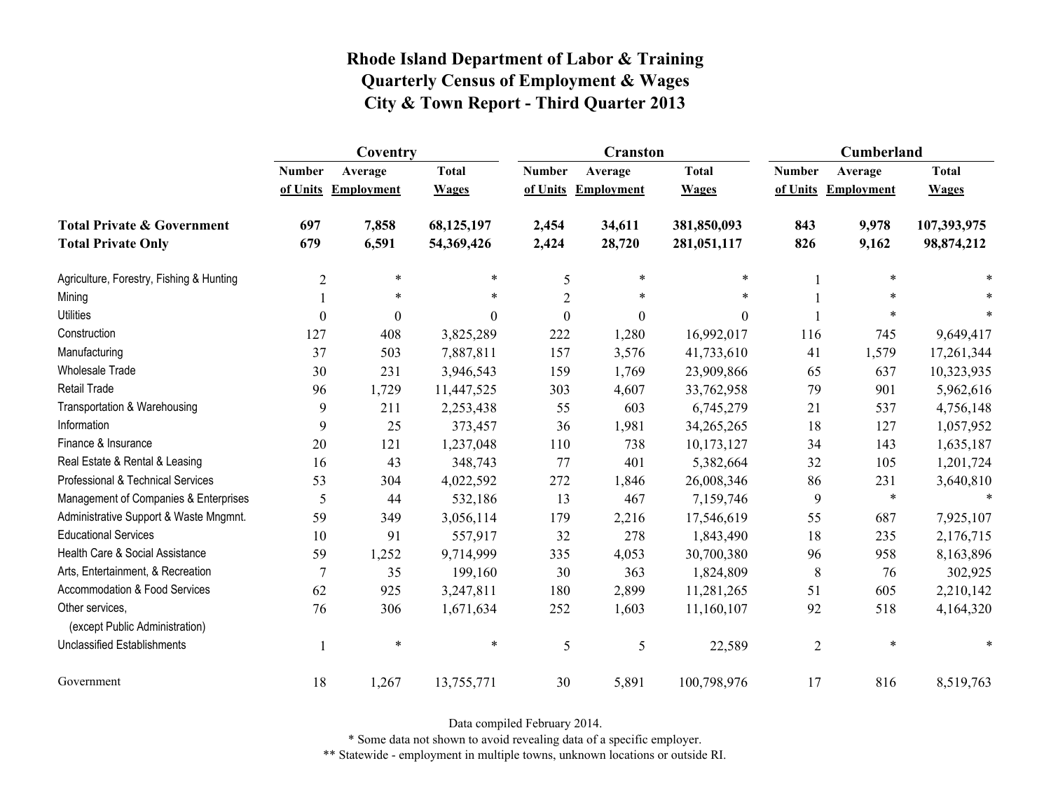# Rhode Island Department of Labor & Training
## Quarterly Census of Employment & Wages
## City & Town Report - Third Quarter 2013

| | Coventry | | | Cranston | | | Cumberland | | |
|---|---|---|---|---|---|---|---|---|---|
| | Number of Units | Average Employment | Total Wages | Number of Units | Average Employment | Total Wages | Number of Units | Average Employment | Total Wages |
| **Total Private & Government** | **697** | **7,858** | **68,125,197** | **2,454** | **34,611** | **381,850,093** | **843** | **9,978** | **107,393,975** |
| **Total Private Only** | **679** | **6,591** | **54,369,426** | **2,424** | **28,720** | **281,051,117** | **826** | **9,162** | **98,874,212** |
| Agriculture, Forestry, Fishing & Hunting | 2 | * | * | 5 | * | * | 1 | * | * |
| Mining | 1 | * | * | 2 | * | * | 1 | * | * |
| Utilities | 0 | 0 | 0 | 0 | 0 | 0 | 1 | * | * |
| Construction | 127 | 408 | 3,825,289 | 222 | 1,280 | 16,992,017 | 116 | 745 | 9,649,417 |
| Manufacturing | 37 | 503 | 7,887,811 | 157 | 3,576 | 41,733,610 | 41 | 1,579 | 17,261,344 |
| Wholesale Trade | 30 | 231 | 3,946,543 | 159 | 1,769 | 23,909,866 | 65 | 637 | 10,323,935 |
| Retail Trade | 96 | 1,729 | 11,447,525 | 303 | 4,607 | 33,762,958 | 79 | 901 | 5,962,616 |
| Transportation & Warehousing | 9 | 211 | 2,253,438 | 55 | 603 | 6,745,279 | 21 | 537 | 4,756,148 |
| Information | 9 | 25 | 373,457 | 36 | 1,981 | 34,265,265 | 18 | 127 | 1,057,952 |
| Finance & Insurance | 20 | 121 | 1,237,048 | 110 | 738 | 10,173,127 | 34 | 143 | 1,635,187 |
| Real Estate & Rental & Leasing | 16 | 43 | 348,743 | 77 | 401 | 5,382,664 | 32 | 105 | 1,201,724 |
| Professional & Technical Services | 53 | 304 | 4,022,592 | 272 | 1,846 | 26,008,346 | 86 | 231 | 3,640,810 |
| Management of Companies & Enterprises | 5 | 44 | 532,186 | 13 | 467 | 7,159,746 | 9 | * | * |
| Administrative Support & Waste Mngmnt. | 59 | 349 | 3,056,114 | 179 | 2,216 | 17,546,619 | 55 | 687 | 7,925,107 |
| Educational Services | 10 | 91 | 557,917 | 32 | 278 | 1,843,490 | 18 | 235 | 2,176,715 |
| Health Care & Social Assistance | 59 | 1,252 | 9,714,999 | 335 | 4,053 | 30,700,380 | 96 | 958 | 8,163,896 |
| Arts, Entertainment, & Recreation | 7 | 35 | 199,160 | 30 | 363 | 1,824,809 | 8 | 76 | 302,925 |
| Accommodation & Food Services | 62 | 925 | 3,247,811 | 180 | 2,899 | 11,281,265 | 51 | 605 | 2,210,142 |
| Other services, (except Public Administration) | 76 | 306 | 1,671,634 | 252 | 1,603 | 11,160,107 | 92 | 518 | 4,164,320 |
| Unclassified Establishments | 1 | * | * | 5 | 5 | 22,589 | 2 | * | * |
| Government | 18 | 1,267 | 13,755,771 | 30 | 5,891 | 100,798,976 | 17 | 816 | 8,519,763 |

Data compiled February 2014.

* Some data not shown to avoid revealing data of a specific employer.

** Statewide - employment in multiple towns, unknown locations or outside RI.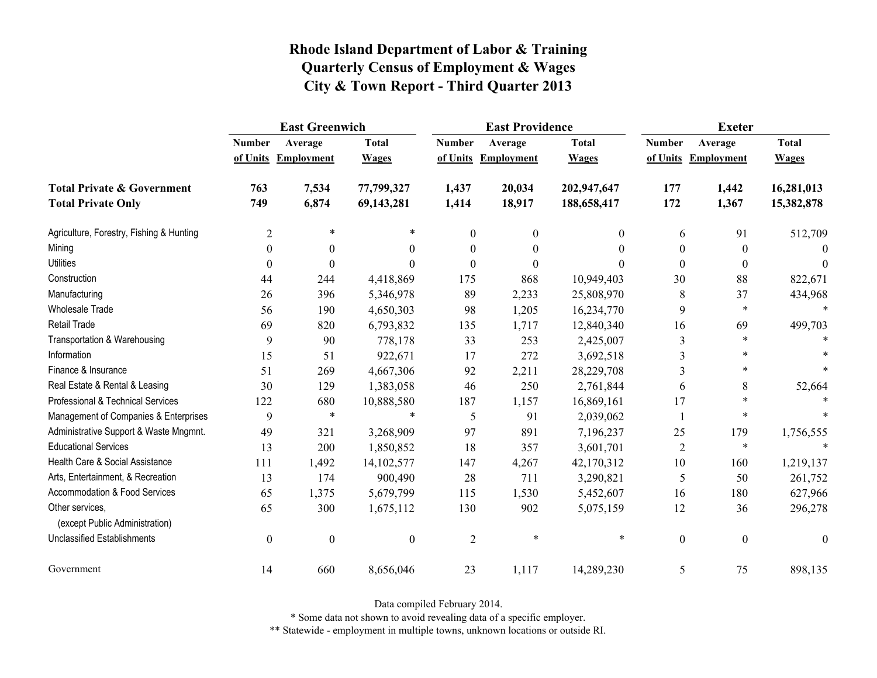# Rhode Island Department of Labor & Training
# Quarterly Census of Employment & Wages
# City & Town Report - Third Quarter 2013

| | East Greenwich | | | East Providence | | | Exeter | | |
|---|---|---|---|---|---|---|---|---|---|
| | Number of Units | Average Employment | Total Wages | Number of Units | Average Employment | Total Wages | Number of Units | Average Employment | Total Wages |
| **Total Private & Government** | **763** | **7,534** | **77,799,327** | **1,437** | **20,034** | **202,947,647** | **177** | **1,442** | **16,281,013** |
| **Total Private Only** | **749** | **6,874** | **69,143,281** | **1,414** | **18,917** | **188,658,417** | **172** | **1,367** | **15,382,878** |
| Agriculture, Forestry, Fishing & Hunting | 2 | * | * | 0 | 0 | 0 | 6 | 91 | 512,709 |
| Mining | 0 | 0 | 0 | 0 | 0 | 0 | 0 | 0 | 0 |
| Utilities | 0 | 0 | 0 | 0 | 0 | 0 | 0 | 0 | 0 |
| Construction | 44 | 244 | 4,418,869 | 175 | 868 | 10,949,403 | 30 | 88 | 822,671 |
| Manufacturing | 26 | 396 | 5,346,978 | 89 | 2,233 | 25,808,970 | 8 | 37 | 434,968 |
| Wholesale Trade | 56 | 190 | 4,650,303 | 98 | 1,205 | 16,234,770 | 9 | * | * |
| Retail Trade | 69 | 820 | 6,793,832 | 135 | 1,717 | 12,840,340 | 16 | 69 | 499,703 |
| Transportation & Warehousing | 9 | 90 | 778,178 | 33 | 253 | 2,425,007 | 3 | * | * |
| Information | 15 | 51 | 922,671 | 17 | 272 | 3,692,518 | 3 | * | * |
| Finance & Insurance | 51 | 269 | 4,667,306 | 92 | 2,211 | 28,229,708 | 3 | * | * |
| Real Estate & Rental & Leasing | 30 | 129 | 1,383,058 | 46 | 250 | 2,761,844 | 6 | 8 | 52,664 |
| Professional & Technical Services | 122 | 680 | 10,888,580 | 187 | 1,157 | 16,869,161 | 17 | * | * |
| Management of Companies & Enterprises | 9 | * | * | 5 | 91 | 2,039,062 | 1 | * | * |
| Administrative Support & Waste Mngmnt. | 49 | 321 | 3,268,909 | 97 | 891 | 7,196,237 | 25 | 179 | 1,756,555 |
| Educational Services | 13 | 200 | 1,850,852 | 18 | 357 | 3,601,701 | 2 | * | * |
| Health Care & Social Assistance | 111 | 1,492 | 14,102,577 | 147 | 4,267 | 42,170,312 | 10 | 160 | 1,219,137 |
| Arts, Entertainment, & Recreation | 13 | 174 | 900,490 | 28 | 711 | 3,290,821 | 5 | 50 | 261,752 |
| Accommodation & Food Services | 65 | 1,375 | 5,679,799 | 115 | 1,530 | 5,452,607 | 16 | 180 | 627,966 |
| Other services, (except Public Administration) | 65 | 300 | 1,675,112 | 130 | 902 | 5,075,159 | 12 | 36 | 296,278 |
| Unclassified Establishments | 0 | 0 | 0 | 2 | * | * | 0 | 0 | 0 |
| Government | 14 | 660 | 8,656,046 | 23 | 1,117 | 14,289,230 | 5 | 75 | 898,135 |

Data compiled February 2014.

* Some data not shown to avoid revealing data of a specific employer.

** Statewide - employment in multiple towns, unknown locations or outside RI.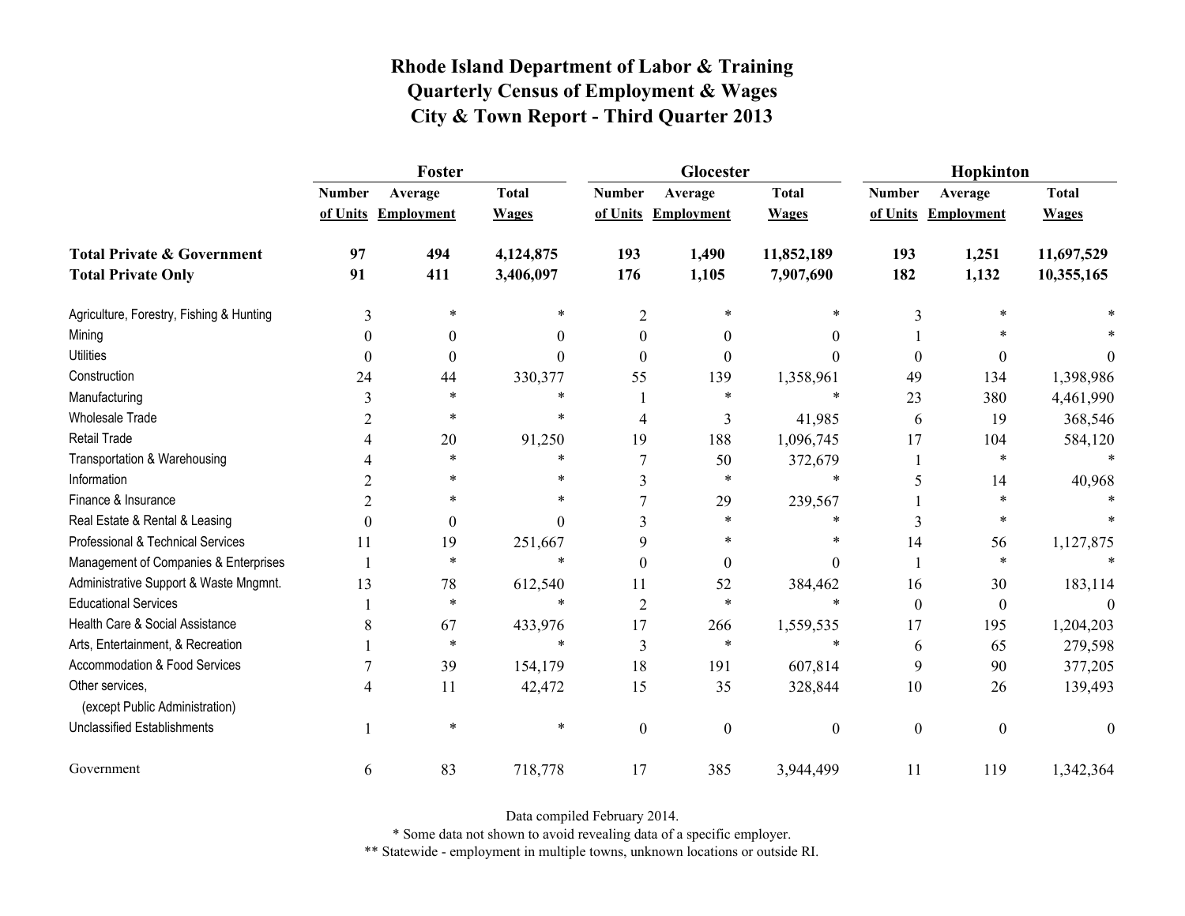# Rhode Island Department of Labor & Training
# Quarterly Census of Employment & Wages
# City & Town Report - Third Quarter 2013

| | Foster | | | Glocester | | | Hopkinton | | |
|---|---|---|---|---|---|---|---|---|---|
| | Number of Units | Average Employment | Total Wages | Number of Units | Average Employment | Total Wages | Number of Units | Average Employment | Total Wages |
| **Total Private & Government** | **97** | **494** | **4,124,875** | **193** | **1,490** | **11,852,189** | **193** | **1,251** | **11,697,529** |
| **Total Private Only** | **91** | **411** | **3,406,097** | **176** | **1,105** | **7,907,690** | **182** | **1,132** | **10,355,165** |
| Agriculture, Forestry, Fishing & Hunting | 3 | * | * | 2 | * | * | 3 | * | * |
| Mining | 0 | 0 | 0 | 0 | 0 | 0 | 1 | * | * |
| Utilities | 0 | 0 | 0 | 0 | 0 | 0 | 0 | 0 | 0 |
| Construction | 24 | 44 | 330,377 | 55 | 139 | 1,358,961 | 49 | 134 | 1,398,986 |
| Manufacturing | 3 | * | * | 1 | * | * | 23 | 380 | 4,461,990 |
| Wholesale Trade | 2 | * | * | 4 | 3 | 41,985 | 6 | 19 | 368,546 |
| Retail Trade | 4 | 20 | 91,250 | 19 | 188 | 1,096,745 | 17 | 104 | 584,120 |
| Transportation & Warehousing | 4 | * | * | 7 | 50 | 372,679 | 1 | * | * |
| Information | 2 | * | * | 3 | * | * | 5 | 14 | 40,968 |
| Finance & Insurance | 2 | * | * | 7 | 29 | 239,567 | 1 | * | * |
| Real Estate & Rental & Leasing | 0 | 0 | 0 | 3 | * | * | 3 | * | * |
| Professional & Technical Services | 11 | 19 | 251,667 | 9 | * | * | 14 | 56 | 1,127,875 |
| Management of Companies & Enterprises | 1 | * | * | 0 | 0 | 0 | 1 | * | * |
| Administrative Support & Waste Mngmnt. | 13 | 78 | 612,540 | 11 | 52 | 384,462 | 16 | 30 | 183,114 |
| Educational Services | 1 | * | * | 2 | * | * | 0 | 0 | 0 |
| Health Care & Social Assistance | 8 | 67 | 433,976 | 17 | 266 | 1,559,535 | 17 | 195 | 1,204,203 |
| Arts, Entertainment, & Recreation | 1 | * | * | 3 | * | * | 6 | 65 | 279,598 |
| Accommodation & Food Services | 7 | 39 | 154,179 | 18 | 191 | 607,814 | 9 | 90 | 377,205 |
| Other services, (except Public Administration) | 4 | 11 | 42,472 | 15 | 35 | 328,844 | 10 | 26 | 139,493 |
| Unclassified Establishments | 1 | * | * | 0 | 0 | 0 | 0 | 0 | 0 |
| Government | 6 | 83 | 718,778 | 17 | 385 | 3,944,499 | 11 | 119 | 1,342,364 |

Data compiled February 2014.

* Some data not shown to avoid revealing data of a specific employer.

** Statewide - employment in multiple towns, unknown locations or outside RI.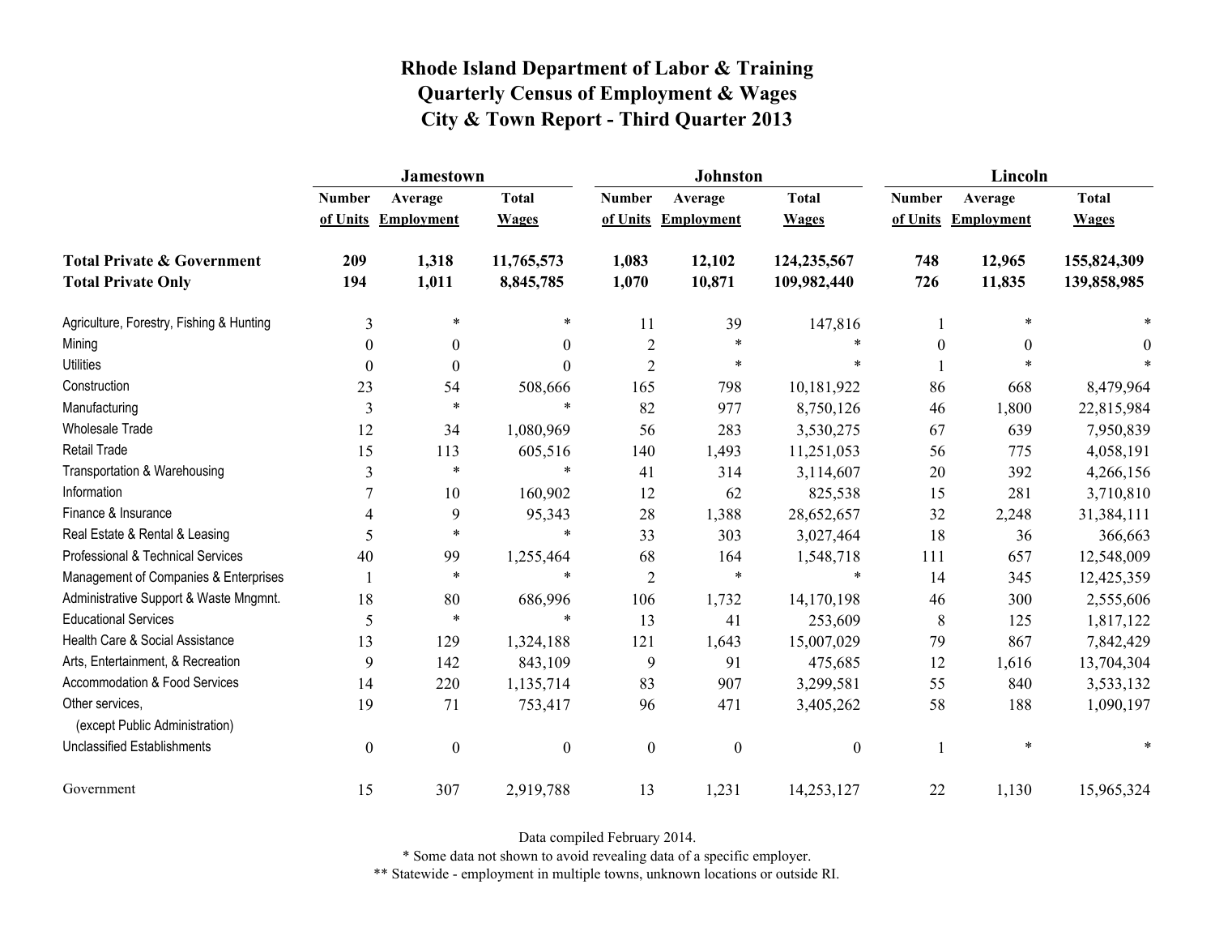# Rhode Island Department of Labor & Training
## Quarterly Census of Employment & Wages
## City & Town Report - Third Quarter 2013

| | Jamestown | | | Johnston | | | Lincoln | | |
|---|---|---|---|---|---|---|---|---|---|
| | Number of Units | Average Employment | Total Wages | Number of Units | Average Employment | Total Wages | Number of Units | Average Employment | Total Wages |
| **Total Private & Government** | **209** | **1,318** | **11,765,573** | **1,083** | **12,102** | **124,235,567** | **748** | **12,965** | **155,824,309** |
| **Total Private Only** | **194** | **1,011** | **8,845,785** | **1,070** | **10,871** | **109,982,440** | **726** | **11,835** | **139,858,985** |
| Agriculture, Forestry, Fishing & Hunting | 3 | * | * | 11 | 39 | 147,816 | 1 | * | * |
| Mining | 0 | 0 | 0 | 2 | * | * | 0 | 0 | 0 |
| Utilities | 0 | 0 | 0 | 2 | * | * | 1 | * | * |
| Construction | 23 | 54 | 508,666 | 165 | 798 | 10,181,922 | 86 | 668 | 8,479,964 |
| Manufacturing | 3 | * | * | 82 | 977 | 8,750,126 | 46 | 1,800 | 22,815,984 |
| Wholesale Trade | 12 | 34 | 1,080,969 | 56 | 283 | 3,530,275 | 67 | 639 | 7,950,839 |
| Retail Trade | 15 | 113 | 605,516 | 140 | 1,493 | 11,251,053 | 56 | 775 | 4,058,191 |
| Transportation & Warehousing | 3 | * | * | 41 | 314 | 3,114,607 | 20 | 392 | 4,266,156 |
| Information | 7 | 10 | 160,902 | 12 | 62 | 825,538 | 15 | 281 | 3,710,810 |
| Finance & Insurance | 4 | 9 | 95,343 | 28 | 1,388 | 28,652,657 | 32 | 2,248 | 31,384,111 |
| Real Estate & Rental & Leasing | 5 | * | * | 33 | 303 | 3,027,464 | 18 | 36 | 366,663 |
| Professional & Technical Services | 40 | 99 | 1,255,464 | 68 | 164 | 1,548,718 | 111 | 657 | 12,548,009 |
| Management of Companies & Enterprises | 1 | * | * | 2 | * | * | 14 | 345 | 12,425,359 |
| Administrative Support & Waste Mngmnt. | 18 | 80 | 686,996 | 106 | 1,732 | 14,170,198 | 46 | 300 | 2,555,606 |
| Educational Services | 5 | * | * | 13 | 41 | 253,609 | 8 | 125 | 1,817,122 |
| Health Care & Social Assistance | 13 | 129 | 1,324,188 | 121 | 1,643 | 15,007,029 | 79 | 867 | 7,842,429 |
| Arts, Entertainment, & Recreation | 9 | 142 | 843,109 | 9 | 91 | 475,685 | 12 | 1,616 | 13,704,304 |
| Accommodation & Food Services | 14 | 220 | 1,135,714 | 83 | 907 | 3,299,581 | 55 | 840 | 3,533,132 |
| Other services, (except Public Administration) | 19 | 71 | 753,417 | 96 | 471 | 3,405,262 | 58 | 188 | 1,090,197 |
| Unclassified Establishments | 0 | 0 | 0 | 0 | 0 | 0 | 1 | * | * |
| Government | 15 | 307 | 2,919,788 | 13 | 1,231 | 14,253,127 | 22 | 1,130 | 15,965,324 |

Data compiled February 2014.

* Some data not shown to avoid revealing data of a specific employer.

** Statewide - employment in multiple towns, unknown locations or outside RI.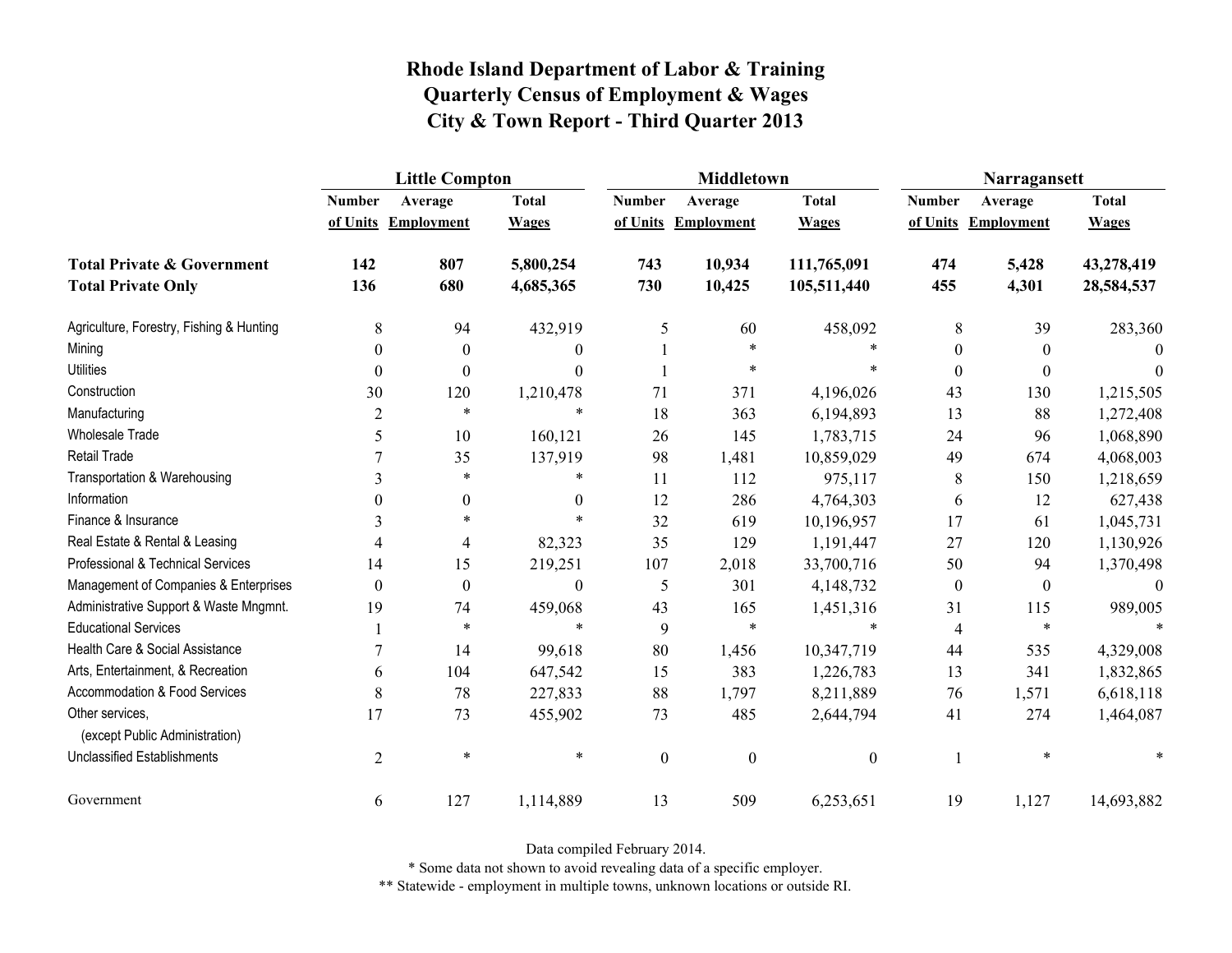# Rhode Island Department of Labor & Training
## Quarterly Census of Employment & Wages
## City & Town Report - Third Quarter 2013

| | Little Compton | | | Middletown | | | Narragansett | | |
|---|---|---|---|---|---|---|---|---|---|
| | Number of Units | Average Employment | Total Wages | Number of Units | Average Employment | Total Wages | Number of Units | Average Employment | Total Wages |
| **Total Private & Government** | **142** | **807** | **5,800,254** | **743** | **10,934** | **111,765,091** | **474** | **5,428** | **43,278,419** |
| **Total Private Only** | **136** | **680** | **4,685,365** | **730** | **10,425** | **105,511,440** | **455** | **4,301** | **28,584,537** |
| Agriculture, Forestry, Fishing & Hunting | 8 | 94 | 432,919 | 5 | 60 | 458,092 | 8 | 39 | 283,360 |
| Mining | 0 | 0 | 0 | 1 | * | * | 0 | 0 | 0 |
| Utilities | 0 | 0 | 0 | 1 | * | * | 0 | 0 | 0 |
| Construction | 30 | 120 | 1,210,478 | 71 | 371 | 4,196,026 | 43 | 130 | 1,215,505 |
| Manufacturing | 2 | * | * | 18 | 363 | 6,194,893 | 13 | 88 | 1,272,408 |
| Wholesale Trade | 5 | 10 | 160,121 | 26 | 145 | 1,783,715 | 24 | 96 | 1,068,890 |
| Retail Trade | 7 | 35 | 137,919 | 98 | 1,481 | 10,859,029 | 49 | 674 | 4,068,003 |
| Transportation & Warehousing | 3 | * | * | 11 | 112 | 975,117 | 8 | 150 | 1,218,659 |
| Information | 0 | 0 | 0 | 12 | 286 | 4,764,303 | 6 | 12 | 627,438 |
| Finance & Insurance | 3 | * | * | 32 | 619 | 10,196,957 | 17 | 61 | 1,045,731 |
| Real Estate & Rental & Leasing | 4 | 4 | 82,323 | 35 | 129 | 1,191,447 | 27 | 120 | 1,130,926 |
| Professional & Technical Services | 14 | 15 | 219,251 | 107 | 2,018 | 33,700,716 | 50 | 94 | 1,370,498 |
| Management of Companies & Enterprises | 0 | 0 | 0 | 5 | 301 | 4,148,732 | 0 | 0 | 0 |
| Administrative Support & Waste Mngmnt. | 19 | 74 | 459,068 | 43 | 165 | 1,451,316 | 31 | 115 | 989,005 |
| Educational Services | 1 | * | * | 9 | * | * | 4 | * | * |
| Health Care & Social Assistance | 7 | 14 | 99,618 | 80 | 1,456 | 10,347,719 | 44 | 535 | 4,329,008 |
| Arts, Entertainment, & Recreation | 6 | 104 | 647,542 | 15 | 383 | 1,226,783 | 13 | 341 | 1,832,865 |
| Accommodation & Food Services | 8 | 78 | 227,833 | 88 | 1,797 | 8,211,889 | 76 | 1,571 | 6,618,118 |
| Other services, (except Public Administration) | 17 | 73 | 455,902 | 73 | 485 | 2,644,794 | 41 | 274 | 1,464,087 |
| Unclassified Establishments | 2 | * | * | 0 | 0 | 0 | 1 | * | * |
| Government | 6 | 127 | 1,114,889 | 13 | 509 | 6,253,651 | 19 | 1,127 | 14,693,882 |

Data compiled February 2014.

* Some data not shown to avoid revealing data of a specific employer.

** Statewide - employment in multiple towns, unknown locations or outside RI.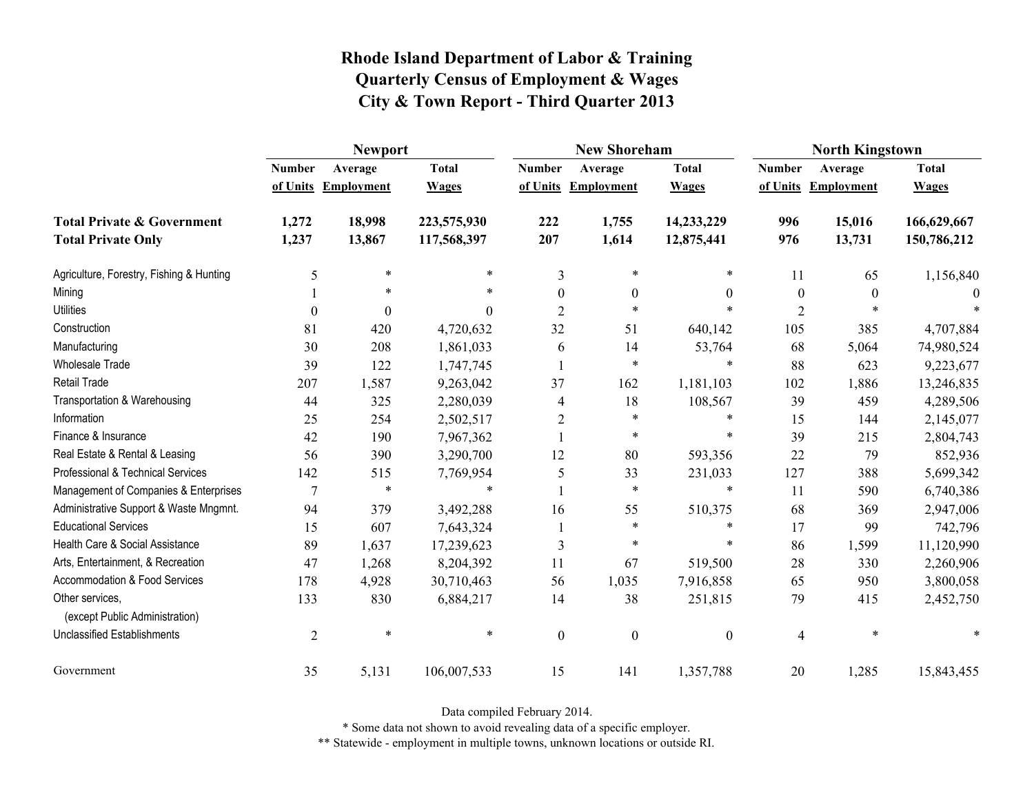# Rhode Island Department of Labor & Training
## Quarterly Census of Employment & Wages
## City & Town Report - Third Quarter 2013

| | Newport | | | New Shoreham | | | North Kingstown | | |
|---|---|---|---|---|---|---|---|---|---|
| | Number of Units | Average Employment | Total Wages | Number of Units | Average Employment | Total Wages | Number of Units | Average Employment | Total Wages |
| **Total Private & Government** | **1,272** | **18,998** | **223,575,930** | **222** | **1,755** | **14,233,229** | **996** | **15,016** | **166,629,667** |
| **Total Private Only** | **1,237** | **13,867** | **117,568,397** | **207** | **1,614** | **12,875,441** | **976** | **13,731** | **150,786,212** |
| Agriculture, Forestry, Fishing & Hunting | 5 | * | * | 3 | * | * | 11 | 65 | 1,156,840 |
| Mining | 1 | * | * | 0 | 0 | 0 | 0 | 0 | 0 |
| Utilities | 0 | 0 | 0 | 2 | * | * | 2 | * | * |
| Construction | 81 | 420 | 4,720,632 | 32 | 51 | 640,142 | 105 | 385 | 4,707,884 |
| Manufacturing | 30 | 208 | 1,861,033 | 6 | 14 | 53,764 | 68 | 5,064 | 74,980,524 |
| Wholesale Trade | 39 | 122 | 1,747,745 | 1 | * | * | 88 | 623 | 9,223,677 |
| Retail Trade | 207 | 1,587 | 9,263,042 | 37 | 162 | 1,181,103 | 102 | 1,886 | 13,246,835 |
| Transportation & Warehousing | 44 | 325 | 2,280,039 | 4 | 18 | 108,567 | 39 | 459 | 4,289,506 |
| Information | 25 | 254 | 2,502,517 | 2 | * | * | 15 | 144 | 2,145,077 |
| Finance & Insurance | 42 | 190 | 7,967,362 | 1 | * | * | 39 | 215 | 2,804,743 |
| Real Estate & Rental & Leasing | 56 | 390 | 3,290,700 | 12 | 80 | 593,356 | 22 | 79 | 852,936 |
| Professional & Technical Services | 142 | 515 | 7,769,954 | 5 | 33 | 231,033 | 127 | 388 | 5,699,342 |
| Management of Companies & Enterprises | 7 | * | * | 1 | * | * | 11 | 590 | 6,740,386 |
| Administrative Support & Waste Mngmnt. | 94 | 379 | 3,492,288 | 16 | 55 | 510,375 | 68 | 369 | 2,947,006 |
| Educational Services | 15 | 607 | 7,643,324 | 1 | * | * | 17 | 99 | 742,796 |
| Health Care & Social Assistance | 89 | 1,637 | 17,239,623 | 3 | * | * | 86 | 1,599 | 11,120,990 |
| Arts, Entertainment, & Recreation | 47 | 1,268 | 8,204,392 | 11 | 67 | 519,500 | 28 | 330 | 2,260,906 |
| Accommodation & Food Services | 178 | 4,928 | 30,710,463 | 56 | 1,035 | 7,916,858 | 65 | 950 | 3,800,058 |
| Other services, (except Public Administration) | 133 | 830 | 6,884,217 | 14 | 38 | 251,815 | 79 | 415 | 2,452,750 |
| Unclassified Establishments | 2 | * | * | 0 | 0 | 0 | 4 | * | * |
| Government | 35 | 5,131 | 106,007,533 | 15 | 141 | 1,357,788 | 20 | 1,285 | 15,843,455 |

Data compiled February 2014.

\* Some data not shown to avoid revealing data of a specific employer.

\*\* Statewide - employment in multiple towns, unknown locations or outside RI.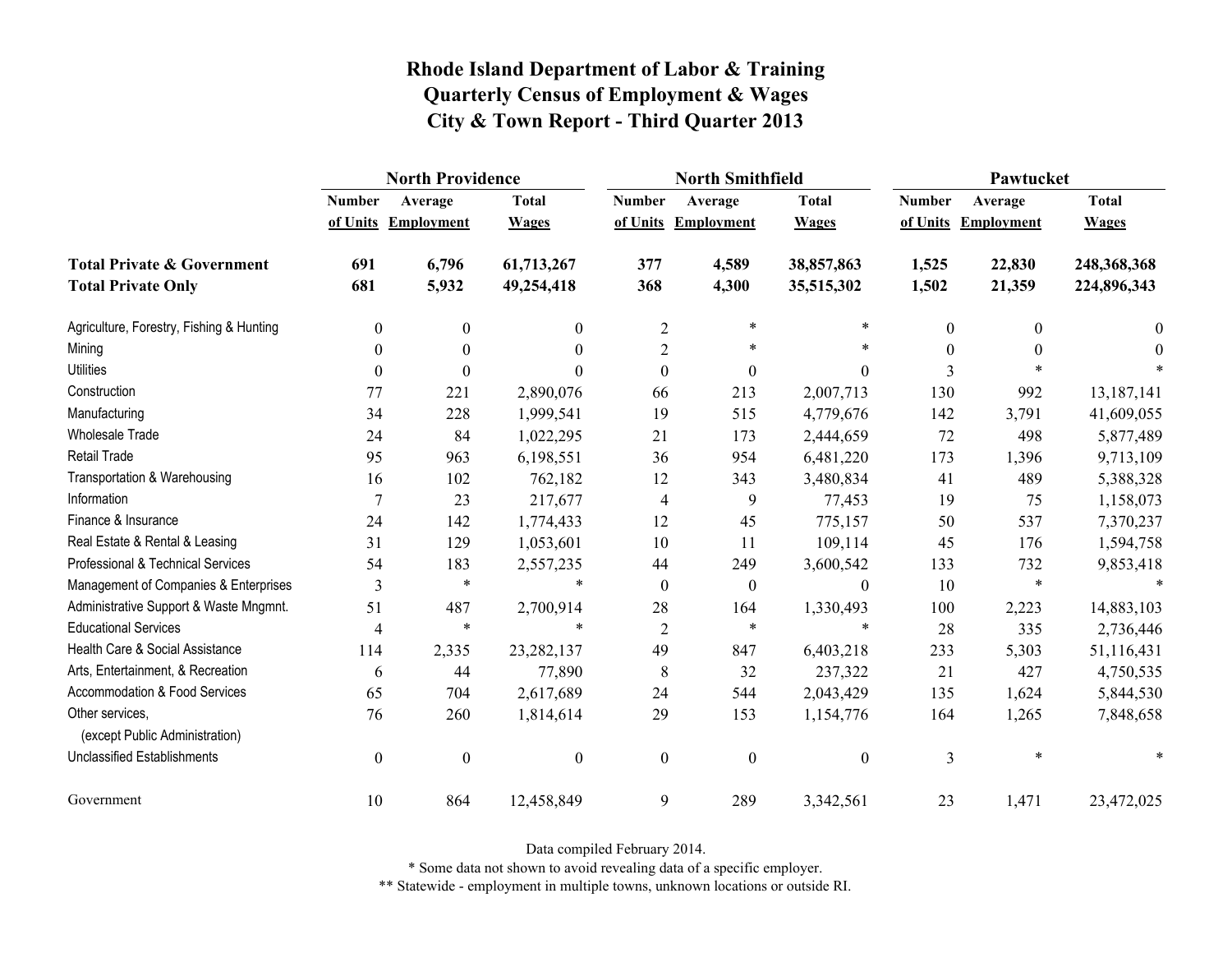# Rhode Island Department of Labor & Training
# Quarterly Census of Employment & Wages
# City & Town Report - Third Quarter 2013

| | North Providence | | | North Smithfield | | | Pawtucket | | |
|---|---|---|---|---|---|---|---|---|---|
| | Number of Units | Average Employment | Total Wages | Number of Units | Average Employment | Total Wages | Number of Units | Average Employment | Total Wages |
| **Total Private & Government** | **691** | **6,796** | **61,713,267** | **377** | **4,589** | **38,857,863** | **1,525** | **22,830** | **248,368,368** |
| **Total Private Only** | **681** | **5,932** | **49,254,418** | **368** | **4,300** | **35,515,302** | **1,502** | **21,359** | **224,896,343** |
| Agriculture, Forestry, Fishing & Hunting | 0 | 0 | 0 | 2 | * | * | 0 | 0 | 0 |
| Mining | 0 | 0 | 0 | 2 | * | * | 0 | 0 | 0 |
| Utilities | 0 | 0 | 0 | 0 | 0 | 0 | 3 | * | * |
| Construction | 77 | 221 | 2,890,076 | 66 | 213 | 2,007,713 | 130 | 992 | 13,187,141 |
| Manufacturing | 34 | 228 | 1,999,541 | 19 | 515 | 4,779,676 | 142 | 3,791 | 41,609,055 |
| Wholesale Trade | 24 | 84 | 1,022,295 | 21 | 173 | 2,444,659 | 72 | 498 | 5,877,489 |
| Retail Trade | 95 | 963 | 6,198,551 | 36 | 954 | 6,481,220 | 173 | 1,396 | 9,713,109 |
| Transportation & Warehousing | 16 | 102 | 762,182 | 12 | 343 | 3,480,834 | 41 | 489 | 5,388,328 |
| Information | 7 | 23 | 217,677 | 4 | 9 | 77,453 | 19 | 75 | 1,158,073 |
| Finance & Insurance | 24 | 142 | 1,774,433 | 12 | 45 | 775,157 | 50 | 537 | 7,370,237 |
| Real Estate & Rental & Leasing | 31 | 129 | 1,053,601 | 10 | 11 | 109,114 | 45 | 176 | 1,594,758 |
| Professional & Technical Services | 54 | 183 | 2,557,235 | 44 | 249 | 3,600,542 | 133 | 732 | 9,853,418 |
| Management of Companies & Enterprises | 3 | * | * | 0 | 0 | 0 | 10 | * | * |
| Administrative Support & Waste Mngmnt. | 51 | 487 | 2,700,914 | 28 | 164 | 1,330,493 | 100 | 2,223 | 14,883,103 |
| Educational Services | 4 | * | * | 2 | * | * | 28 | 335 | 2,736,446 |
| Health Care & Social Assistance | 114 | 2,335 | 23,282,137 | 49 | 847 | 6,403,218 | 233 | 5,303 | 51,116,431 |
| Arts, Entertainment, & Recreation | 6 | 44 | 77,890 | 8 | 32 | 237,322 | 21 | 427 | 4,750,535 |
| Accommodation & Food Services | 65 | 704 | 2,617,689 | 24 | 544 | 2,043,429 | 135 | 1,624 | 5,844,530 |
| Other services, (except Public Administration) | 76 | 260 | 1,814,614 | 29 | 153 | 1,154,776 | 164 | 1,265 | 7,848,658 |
| Unclassified Establishments | 0 | 0 | 0 | 0 | 0 | 0 | 3 | * | * |
| Government | 10 | 864 | 12,458,849 | 9 | 289 | 3,342,561 | 23 | 1,471 | 23,472,025 |

Data compiled February 2014.

* Some data not shown to avoid revealing data of a specific employer.

** Statewide - employment in multiple towns, unknown locations or outside RI.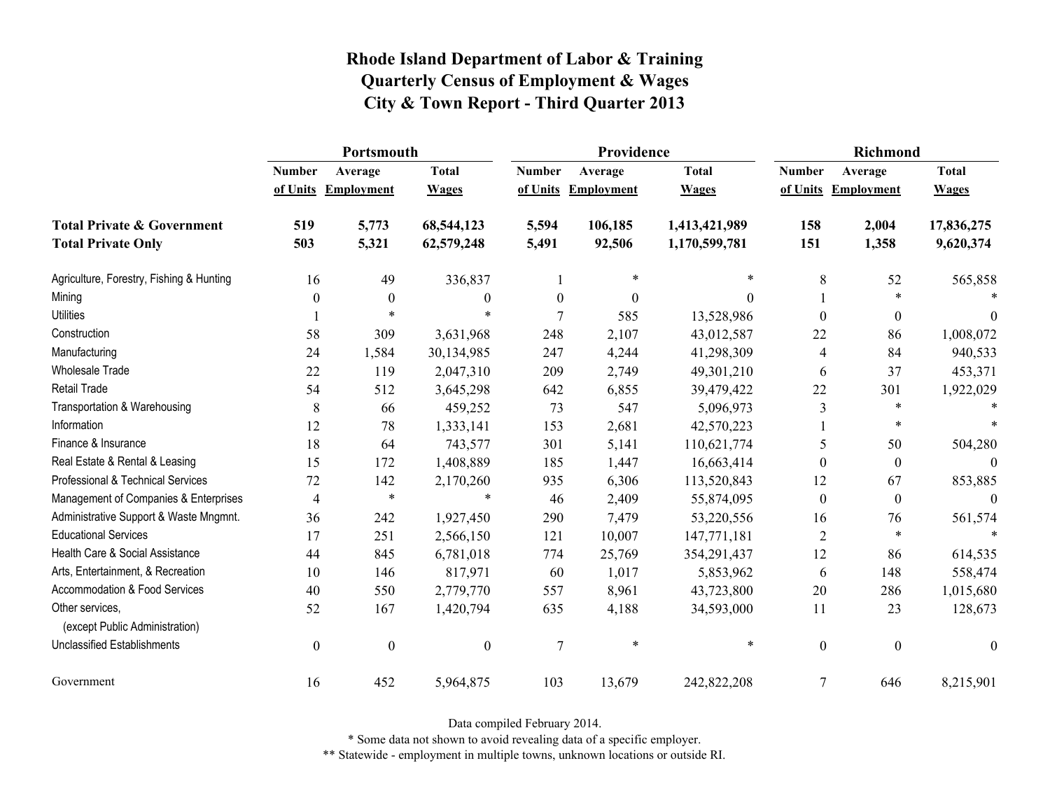# Rhode Island Department of Labor & Training
# Quarterly Census of Employment & Wages
# City & Town Report - Third Quarter 2013

| | Portsmouth | | | Providence | | | Richmond | | |
|---|---|---|---|---|---|---|---|---|---|
| | Number of Units | Average Employment | Total Wages | Number of Units | Average Employment | Total Wages | Number of Units | Average Employment | Total Wages |
| **Total Private & Government** | **519** | **5,773** | **68,544,123** | **5,594** | **106,185** | **1,413,421,989** | **158** | **2,004** | **17,836,275** |
| **Total Private Only** | **503** | **5,321** | **62,579,248** | **5,491** | **92,506** | **1,170,599,781** | **151** | **1,358** | **9,620,374** |
| Agriculture, Forestry, Fishing & Hunting | 16 | 49 | 336,837 | 1 | * | * | 8 | 52 | 565,858 |
| Mining | 0 | 0 | 0 | 0 | 0 | 0 | 1 | * | * |
| Utilities | 1 | * | * | 7 | 585 | 13,528,986 | 0 | 0 | 0 |
| Construction | 58 | 309 | 3,631,968 | 248 | 2,107 | 43,012,587 | 22 | 86 | 1,008,072 |
| Manufacturing | 24 | 1,584 | 30,134,985 | 247 | 4,244 | 41,298,309 | 4 | 84 | 940,533 |
| Wholesale Trade | 22 | 119 | 2,047,310 | 209 | 2,749 | 49,301,210 | 6 | 37 | 453,371 |
| Retail Trade | 54 | 512 | 3,645,298 | 642 | 6,855 | 39,479,422 | 22 | 301 | 1,922,029 |
| Transportation & Warehousing | 8 | 66 | 459,252 | 73 | 547 | 5,096,973 | 3 | * | * |
| Information | 12 | 78 | 1,333,141 | 153 | 2,681 | 42,570,223 | 1 | * | * |
| Finance & Insurance | 18 | 64 | 743,577 | 301 | 5,141 | 110,621,774 | 5 | 50 | 504,280 |
| Real Estate & Rental & Leasing | 15 | 172 | 1,408,889 | 185 | 1,447 | 16,663,414 | 0 | 0 | 0 |
| Professional & Technical Services | 72 | 142 | 2,170,260 | 935 | 6,306 | 113,520,843 | 12 | 67 | 853,885 |
| Management of Companies & Enterprises | 4 | * | * | 46 | 2,409 | 55,874,095 | 0 | 0 | 0 |
| Administrative Support & Waste Mngmnt. | 36 | 242 | 1,927,450 | 290 | 7,479 | 53,220,556 | 16 | 76 | 561,574 |
| Educational Services | 17 | 251 | 2,566,150 | 121 | 10,007 | 147,771,181 | 2 | * | * |
| Health Care & Social Assistance | 44 | 845 | 6,781,018 | 774 | 25,769 | 354,291,437 | 12 | 86 | 614,535 |
| Arts, Entertainment, & Recreation | 10 | 146 | 817,971 | 60 | 1,017 | 5,853,962 | 6 | 148 | 558,474 |
| Accommodation & Food Services | 40 | 550 | 2,779,770 | 557 | 8,961 | 43,723,800 | 20 | 286 | 1,015,680 |
| Other services, (except Public Administration) | 52 | 167 | 1,420,794 | 635 | 4,188 | 34,593,000 | 11 | 23 | 128,673 |
| Unclassified Establishments | 0 | 0 | 0 | 7 | * | * | 0 | 0 | 0 |
| Government | 16 | 452 | 5,964,875 | 103 | 13,679 | 242,822,208 | 7 | 646 | 8,215,901 |

Data compiled February 2014.

* Some data not shown to avoid revealing data of a specific employer.

** Statewide - employment in multiple towns, unknown locations or outside RI.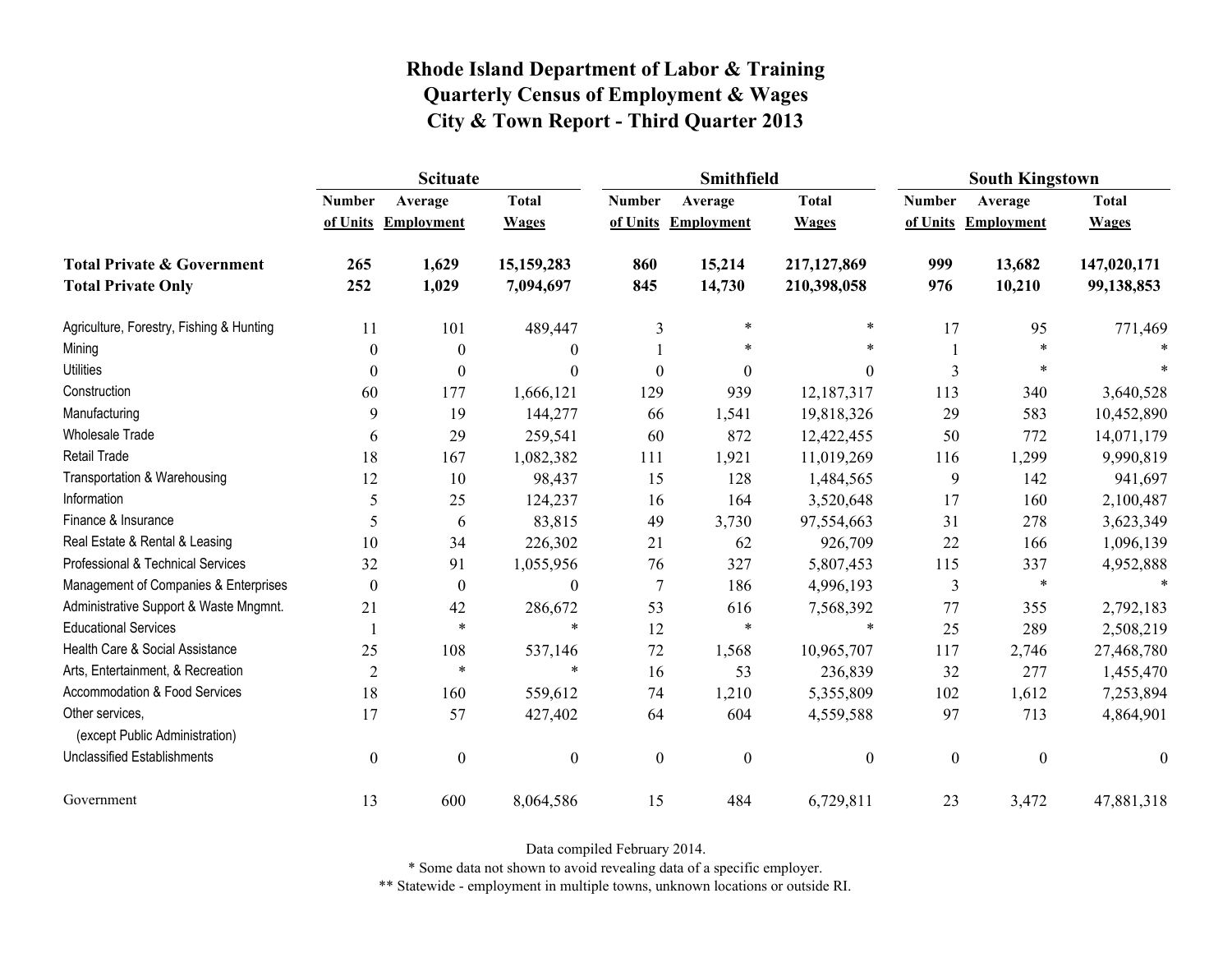# Rhode Island Department of Labor & Training
## Quarterly Census of Employment & Wages
## City & Town Report - Third Quarter 2013

| | Scituate | | | Smithfield | | | South Kingstown | | |
|---|---|---|---|---|---|---|---|---|---|
| | Number of Units | Average Employment | Total Wages | Number of Units | Average Employment | Total Wages | Number of Units | Average Employment | Total Wages |
| **Total Private & Government** | **265** | **1,629** | **15,159,283** | **860** | **15,214** | **217,127,869** | **999** | **13,682** | **147,020,171** |
| **Total Private Only** | **252** | **1,029** | **7,094,697** | **845** | **14,730** | **210,398,058** | **976** | **10,210** | **99,138,853** |
| Agriculture, Forestry, Fishing & Hunting | 11 | 101 | 489,447 | 3 | * | * | 17 | 95 | 771,469 |
| Mining | 0 | 0 | 0 | 1 | * | * | 1 | * | * |
| Utilities | 0 | 0 | 0 | 0 | 0 | 0 | 3 | * | * |
| Construction | 60 | 177 | 1,666,121 | 129 | 939 | 12,187,317 | 113 | 340 | 3,640,528 |
| Manufacturing | 9 | 19 | 144,277 | 66 | 1,541 | 19,818,326 | 29 | 583 | 10,452,890 |
| Wholesale Trade | 6 | 29 | 259,541 | 60 | 872 | 12,422,455 | 50 | 772 | 14,071,179 |
| Retail Trade | 18 | 167 | 1,082,382 | 111 | 1,921 | 11,019,269 | 116 | 1,299 | 9,990,819 |
| Transportation & Warehousing | 12 | 10 | 98,437 | 15 | 128 | 1,484,565 | 9 | 142 | 941,697 |
| Information | 5 | 25 | 124,237 | 16 | 164 | 3,520,648 | 17 | 160 | 2,100,487 |
| Finance & Insurance | 5 | 6 | 83,815 | 49 | 3,730 | 97,554,663 | 31 | 278 | 3,623,349 |
| Real Estate & Rental & Leasing | 10 | 34 | 226,302 | 21 | 62 | 926,709 | 22 | 166 | 1,096,139 |
| Professional & Technical Services | 32 | 91 | 1,055,956 | 76 | 327 | 5,807,453 | 115 | 337 | 4,952,888 |
| Management of Companies & Enterprises | 0 | 0 | 0 | 7 | 186 | 4,996,193 | 3 | * | * |
| Administrative Support & Waste Mngmnt. | 21 | 42 | 286,672 | 53 | 616 | 7,568,392 | 77 | 355 | 2,792,183 |
| Educational Services | 1 | * | * | 12 | * | * | 25 | 289 | 2,508,219 |
| Health Care & Social Assistance | 25 | 108 | 537,146 | 72 | 1,568 | 10,965,707 | 117 | 2,746 | 27,468,780 |
| Arts, Entertainment, & Recreation | 2 | * | * | 16 | 53 | 236,839 | 32 | 277 | 1,455,470 |
| Accommodation & Food Services | 18 | 160 | 559,612 | 74 | 1,210 | 5,355,809 | 102 | 1,612 | 7,253,894 |
| Other services, (except Public Administration) | 17 | 57 | 427,402 | 64 | 604 | 4,559,588 | 97 | 713 | 4,864,901 |
| Unclassified Establishments | 0 | 0 | 0 | 0 | 0 | 0 | 0 | 0 | 0 |
| Government | 13 | 600 | 8,064,586 | 15 | 484 | 6,729,811 | 23 | 3,472 | 47,881,318 |

Data compiled February 2014.

* Some data not shown to avoid revealing data of a specific employer.

** Statewide - employment in multiple towns, unknown locations or outside RI.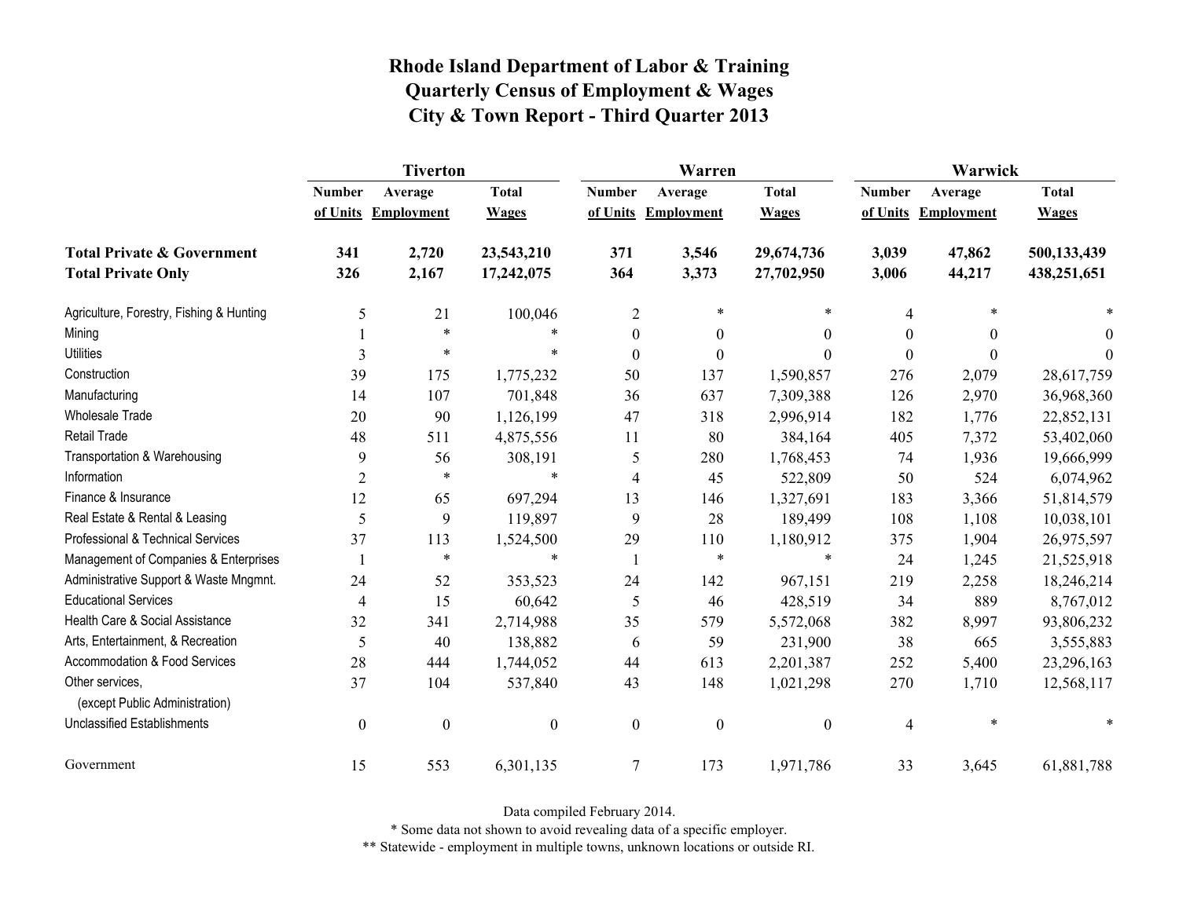# Rhode Island Department of Labor & Training
## Quarterly Census of Employment & Wages
## City & Town Report - Third Quarter 2013

| | Tiverton | | | Warren | | | Warwick | | |
|---|---|---|---|---|---|---|---|---|---|
| | Number of Units | Average Employment | Total Wages | Number of Units | Average Employment | Total Wages | Number of Units | Average Employment | Total Wages |
| **Total Private & Government** | **341** | **2,720** | **23,543,210** | **371** | **3,546** | **29,674,736** | **3,039** | **47,862** | **500,133,439** |
| **Total Private Only** | **326** | **2,167** | **17,242,075** | **364** | **3,373** | **27,702,950** | **3,006** | **44,217** | **438,251,651** |
| Agriculture, Forestry, Fishing & Hunting | 5 | 21 | 100,046 | 2 | * | * | 4 | * | * |
| Mining | 1 | * | * | 0 | 0 | 0 | 0 | 0 | 0 |
| Utilities | 3 | * | * | 0 | 0 | 0 | 0 | 0 | 0 |
| Construction | 39 | 175 | 1,775,232 | 50 | 137 | 1,590,857 | 276 | 2,079 | 28,617,759 |
| Manufacturing | 14 | 107 | 701,848 | 36 | 637 | 7,309,388 | 126 | 2,970 | 36,968,360 |
| Wholesale Trade | 20 | 90 | 1,126,199 | 47 | 318 | 2,996,914 | 182 | 1,776 | 22,852,131 |
| Retail Trade | 48 | 511 | 4,875,556 | 11 | 80 | 384,164 | 405 | 7,372 | 53,402,060 |
| Transportation & Warehousing | 9 | 56 | 308,191 | 5 | 280 | 1,768,453 | 74 | 1,936 | 19,666,999 |
| Information | 2 | * | * | 4 | 45 | 522,809 | 50 | 524 | 6,074,962 |
| Finance & Insurance | 12 | 65 | 697,294 | 13 | 146 | 1,327,691 | 183 | 3,366 | 51,814,579 |
| Real Estate & Rental & Leasing | 5 | 9 | 119,897 | 9 | 28 | 189,499 | 108 | 1,108 | 10,038,101 |
| Professional & Technical Services | 37 | 113 | 1,524,500 | 29 | 110 | 1,180,912 | 375 | 1,904 | 26,975,597 |
| Management of Companies & Enterprises | 1 | * | * | 1 | * | * | 24 | 1,245 | 21,525,918 |
| Administrative Support & Waste Mngmnt. | 24 | 52 | 353,523 | 24 | 142 | 967,151 | 219 | 2,258 | 18,246,214 |
| Educational Services | 4 | 15 | 60,642 | 5 | 46 | 428,519 | 34 | 889 | 8,767,012 |
| Health Care & Social Assistance | 32 | 341 | 2,714,988 | 35 | 579 | 5,572,068 | 382 | 8,997 | 93,806,232 |
| Arts, Entertainment, & Recreation | 5 | 40 | 138,882 | 6 | 59 | 231,900 | 38 | 665 | 3,555,883 |
| Accommodation & Food Services | 28 | 444 | 1,744,052 | 44 | 613 | 2,201,387 | 252 | 5,400 | 23,296,163 |
| Other services, (except Public Administration) | 37 | 104 | 537,840 | 43 | 148 | 1,021,298 | 270 | 1,710 | 12,568,117 |
| Unclassified Establishments | 0 | 0 | 0 | 0 | 0 | 0 | 4 | * | * |
| Government | 15 | 553 | 6,301,135 | 7 | 173 | 1,971,786 | 33 | 3,645 | 61,881,788 |

Data compiled February 2014.

* Some data not shown to avoid revealing data of a specific employer.

** Statewide - employment in multiple towns, unknown locations or outside RI.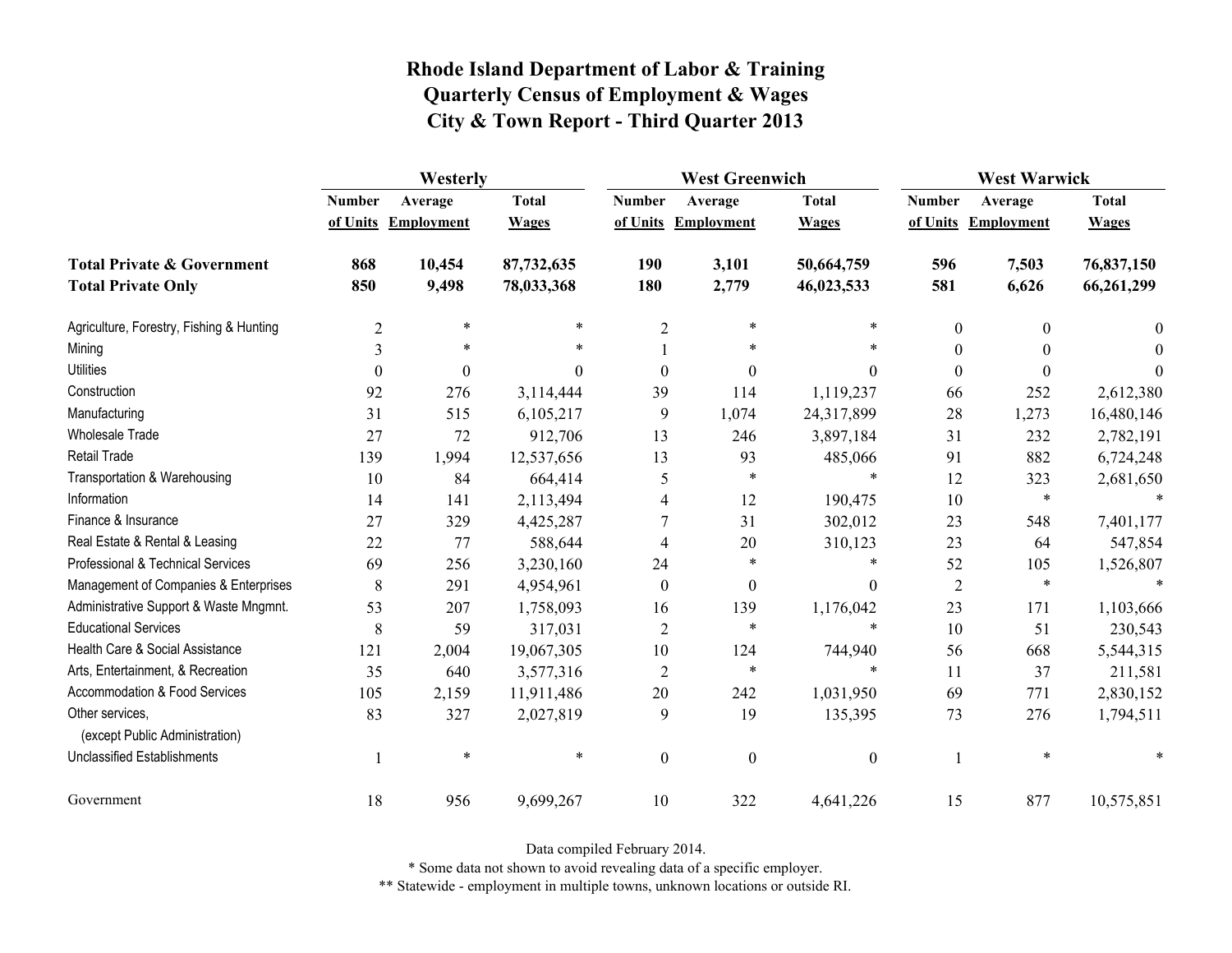# Rhode Island Department of Labor & Training
# Quarterly Census of Employment & Wages
# City & Town Report - Third Quarter 2013

| | Westerly | | | West Greenwich | | | West Warwick | | |
|---|---|---|---|---|---|---|---|---|---|
| | Number of Units | Average Employment | Total Wages | Number of Units | Average Employment | Total Wages | Number of Units | Average Employment | Total Wages |
| **Total Private & Government** | **868** | **10,454** | **87,732,635** | **190** | **3,101** | **50,664,759** | **596** | **7,503** | **76,837,150** |
| **Total Private Only** | **850** | **9,498** | **78,033,368** | **180** | **2,779** | **46,023,533** | **581** | **6,626** | **66,261,299** |
| Agriculture, Forestry, Fishing & Hunting | 2 | * | * | 2 | * | * | 0 | 0 | 0 |
| Mining | 3 | * | * | 1 | * | * | 0 | 0 | 0 |
| Utilities | 0 | 0 | 0 | 0 | 0 | 0 | 0 | 0 | 0 |
| Construction | 92 | 276 | 3,114,444 | 39 | 114 | 1,119,237 | 66 | 252 | 2,612,380 |
| Manufacturing | 31 | 515 | 6,105,217 | 9 | 1,074 | 24,317,899 | 28 | 1,273 | 16,480,146 |
| Wholesale Trade | 27 | 72 | 912,706 | 13 | 246 | 3,897,184 | 31 | 232 | 2,782,191 |
| Retail Trade | 139 | 1,994 | 12,537,656 | 13 | 93 | 485,066 | 91 | 882 | 6,724,248 |
| Transportation & Warehousing | 10 | 84 | 664,414 | 5 | * | * | 12 | 323 | 2,681,650 |
| Information | 14 | 141 | 2,113,494 | 4 | 12 | 190,475 | 10 | * | * |
| Finance & Insurance | 27 | 329 | 4,425,287 | 7 | 31 | 302,012 | 23 | 548 | 7,401,177 |
| Real Estate & Rental & Leasing | 22 | 77 | 588,644 | 4 | 20 | 310,123 | 23 | 64 | 547,854 |
| Professional & Technical Services | 69 | 256 | 3,230,160 | 24 | * | * | 52 | 105 | 1,526,807 |
| Management of Companies & Enterprises | 8 | 291 | 4,954,961 | 0 | 0 | 0 | 2 | * | * |
| Administrative Support & Waste Mngmnt. | 53 | 207 | 1,758,093 | 16 | 139 | 1,176,042 | 23 | 171 | 1,103,666 |
| Educational Services | 8 | 59 | 317,031 | 2 | * | * | 10 | 51 | 230,543 |
| Health Care & Social Assistance | 121 | 2,004 | 19,067,305 | 10 | 124 | 744,940 | 56 | 668 | 5,544,315 |
| Arts, Entertainment, & Recreation | 35 | 640 | 3,577,316 | 2 | * | * | 11 | 37 | 211,581 |
| Accommodation & Food Services | 105 | 2,159 | 11,911,486 | 20 | 242 | 1,031,950 | 69 | 771 | 2,830,152 |
| Other services, (except Public Administration) | 83 | 327 | 2,027,819 | 9 | 19 | 135,395 | 73 | 276 | 1,794,511 |
| Unclassified Establishments | 1 | * | * | 0 | 0 | 0 | 1 | * | * |
| Government | 18 | 956 | 9,699,267 | 10 | 322 | 4,641,226 | 15 | 877 | 10,575,851 |

Data compiled February 2014.

* Some data not shown to avoid revealing data of a specific employer.

** Statewide - employment in multiple towns, unknown locations or outside RI.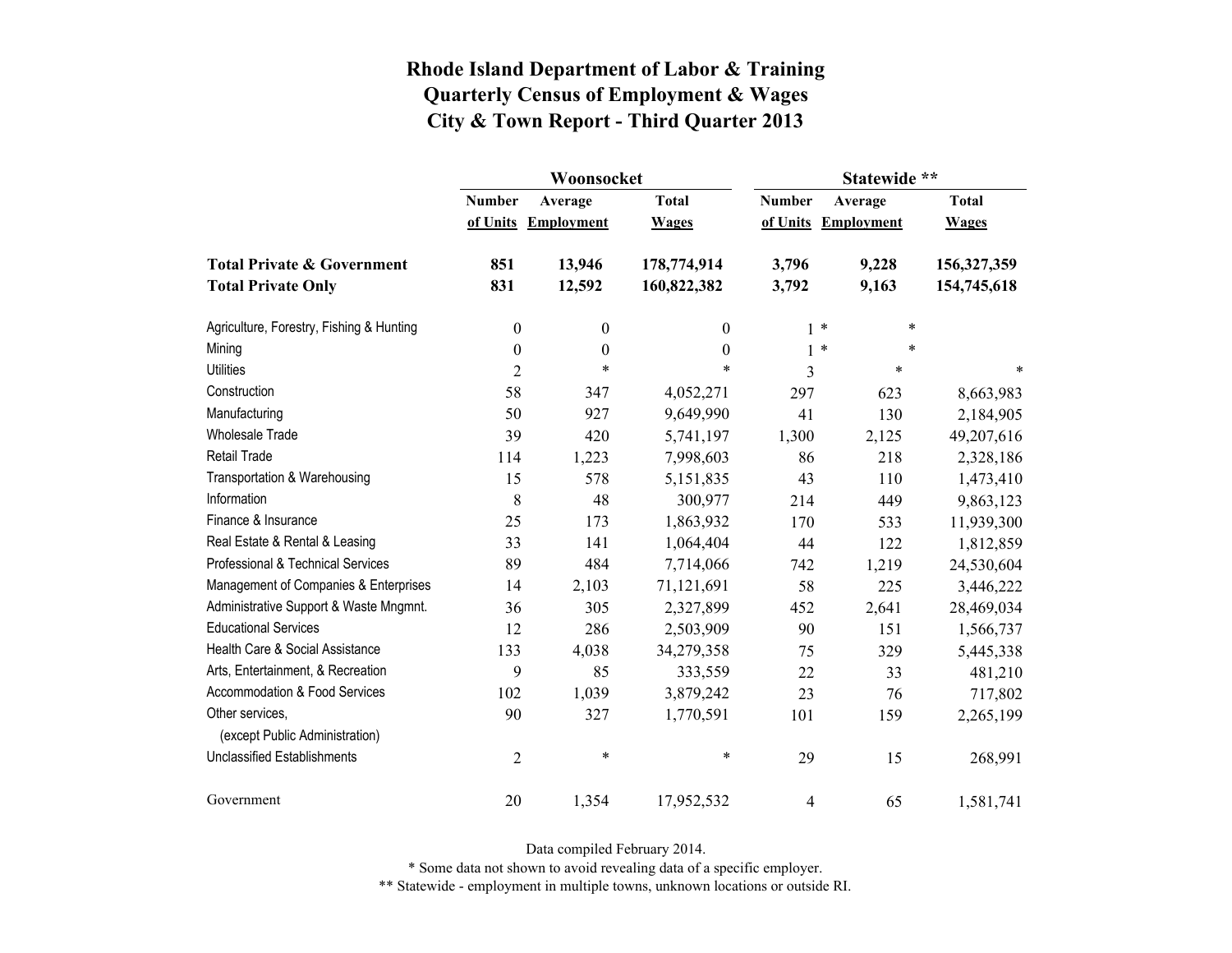# Rhode Island Department of Labor & Training
# Quarterly Census of Employment & Wages
# City & Town Report - Third Quarter 2013

| | Woonsocket | | | Statewide ** | | |
|---|---|---|---|---|---|---|
| | Number of Units | Average Employment | Total Wages | Number of Units | Average Employment | Total Wages |
| **Total Private & Government** | **851** | **13,946** | **178,774,914** | **3,796** | **9,228** | **156,327,359** |
| **Total Private Only** | **831** | **12,592** | **160,822,382** | **3,792** | **9,163** | **154,745,618** |
| Agriculture, Forestry, Fishing & Hunting | 0 | 0 | 0 | 1 | * | * |
| Mining | 0 | 0 | 0 | 1 | * | * |
| Utilities | 2 | * | * | 3 | * | * |
| Construction | 58 | 347 | 4,052,271 | 297 | 623 | 8,663,983 |
| Manufacturing | 50 | 927 | 9,649,990 | 41 | 130 | 2,184,905 |
| Wholesale Trade | 39 | 420 | 5,741,197 | 1,300 | 2,125 | 49,207,616 |
| Retail Trade | 114 | 1,223 | 7,998,603 | 86 | 218 | 2,328,186 |
| Transportation & Warehousing | 15 | 578 | 5,151,835 | 43 | 110 | 1,473,410 |
| Information | 8 | 48 | 300,977 | 214 | 449 | 9,863,123 |
| Finance & Insurance | 25 | 173 | 1,863,932 | 170 | 533 | 11,939,300 |
| Real Estate & Rental & Leasing | 33 | 141 | 1,064,404 | 44 | 122 | 1,812,859 |
| Professional & Technical Services | 89 | 484 | 7,714,066 | 742 | 1,219 | 24,530,604 |
| Management of Companies & Enterprises | 14 | 2,103 | 71,121,691 | 58 | 225 | 3,446,222 |
| Administrative Support & Waste Mngmnt. | 36 | 305 | 2,327,899 | 452 | 2,641 | 28,469,034 |
| Educational Services | 12 | 286 | 2,503,909 | 90 | 151 | 1,566,737 |
| Health Care & Social Assistance | 133 | 4,038 | 34,279,358 | 75 | 329 | 5,445,338 |
| Arts, Entertainment, & Recreation | 9 | 85 | 333,559 | 22 | 33 | 481,210 |
| Accommodation & Food Services | 102 | 1,039 | 3,879,242 | 23 | 76 | 717,802 |
| Other services, (except Public Administration) | 90 | 327 | 1,770,591 | 101 | 159 | 2,265,199 |
| Unclassified Establishments | 2 | * | * | 29 | 15 | 268,991 |
| Government | 20 | 1,354 | 17,952,532 | 4 | 65 | 1,581,741 |

Data compiled February 2014.

* Some data not shown to avoid revealing data of a specific employer.

** Statewide - employment in multiple towns, unknown locations or outside RI.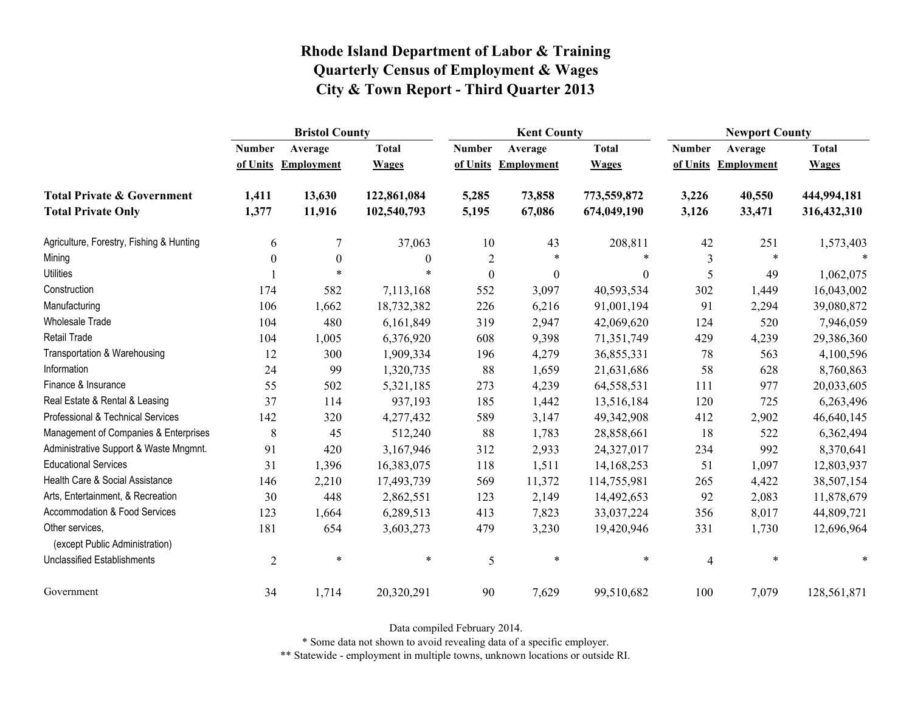# Rhode Island Department of Labor & Training
# Quarterly Census of Employment & Wages
# City & Town Report - Third Quarter 2013

| | Bristol County | | | Kent County | | | Newport County | | |
|---|---|---|---|---|---|---|---|---|---|
| | Number of Units | Average Employment | Total Wages | Number of Units | Average Employment | Total Wages | Number of Units | Average Employment | Total Wages |
| **Total Private & Government** | **1,411** | **13,630** | **122,861,084** | **5,285** | **73,858** | **773,559,872** | **3,226** | **40,550** | **444,994,181** |
| **Total Private Only** | **1,377** | **11,916** | **102,540,793** | **5,195** | **67,086** | **674,049,190** | **3,126** | **33,471** | **316,432,310** |
| Agriculture, Forestry, Fishing & Hunting | 6 | 7 | 37,063 | 10 | 43 | 208,811 | 42 | 251 | 1,573,403 |
| Mining | 0 | 0 | 0 | 2 | * | * | 3 | * | * |
| Utilities | 1 | * | * | 0 | 0 | 0 | 5 | 49 | 1,062,075 |
| Construction | 174 | 582 | 7,113,168 | 552 | 3,097 | 40,593,534 | 302 | 1,449 | 16,043,002 |
| Manufacturing | 106 | 1,662 | 18,732,382 | 226 | 6,216 | 91,001,194 | 91 | 2,294 | 39,080,872 |
| Wholesale Trade | 104 | 480 | 6,161,849 | 319 | 2,947 | 42,069,620 | 124 | 520 | 7,946,059 |
| Retail Trade | 104 | 1,005 | 6,376,920 | 608 | 9,398 | 71,351,749 | 429 | 4,239 | 29,386,360 |
| Transportation & Warehousing | 12 | 300 | 1,909,334 | 196 | 4,279 | 36,855,331 | 78 | 563 | 4,100,596 |
| Information | 24 | 99 | 1,320,735 | 88 | 1,659 | 21,631,686 | 58 | 628 | 8,760,863 |
| Finance & Insurance | 55 | 502 | 5,321,185 | 273 | 4,239 | 64,558,531 | 111 | 977 | 20,033,605 |
| Real Estate & Rental & Leasing | 37 | 114 | 937,193 | 185 | 1,442 | 13,516,184 | 120 | 725 | 6,263,496 |
| Professional & Technical Services | 142 | 320 | 4,277,432 | 589 | 3,147 | 49,342,908 | 412 | 2,902 | 46,640,145 |
| Management of Companies & Enterprises | 8 | 45 | 512,240 | 88 | 1,783 | 28,858,661 | 18 | 522 | 6,362,494 |
| Administrative Support & Waste Mngmnt. | 91 | 420 | 3,167,946 | 312 | 2,933 | 24,327,017 | 234 | 992 | 8,370,641 |
| Educational Services | 31 | 1,396 | 16,383,075 | 118 | 1,511 | 14,168,253 | 51 | 1,097 | 12,803,937 |
| Health Care & Social Assistance | 146 | 2,210 | 17,493,739 | 569 | 11,372 | 114,755,981 | 265 | 4,422 | 38,507,154 |
| Arts, Entertainment, & Recreation | 30 | 448 | 2,862,551 | 123 | 2,149 | 14,492,653 | 92 | 2,083 | 11,878,679 |
| Accommodation & Food Services | 123 | 1,664 | 6,289,513 | 413 | 7,823 | 33,037,224 | 356 | 8,017 | 44,809,721 |
| Other services, (except Public Administration) | 181 | 654 | 3,603,273 | 479 | 3,230 | 19,420,946 | 331 | 1,730 | 12,696,964 |
| Unclassified Establishments | 2 | * | * | 5 | * | * | 4 | * | * |
| Government | 34 | 1,714 | 20,320,291 | 90 | 7,629 | 99,510,682 | 100 | 7,079 | 128,561,871 |

Data compiled February 2014.

* Some data not shown to avoid revealing data of a specific employer.

** Statewide - employment in multiple towns, unknown locations or outside RI.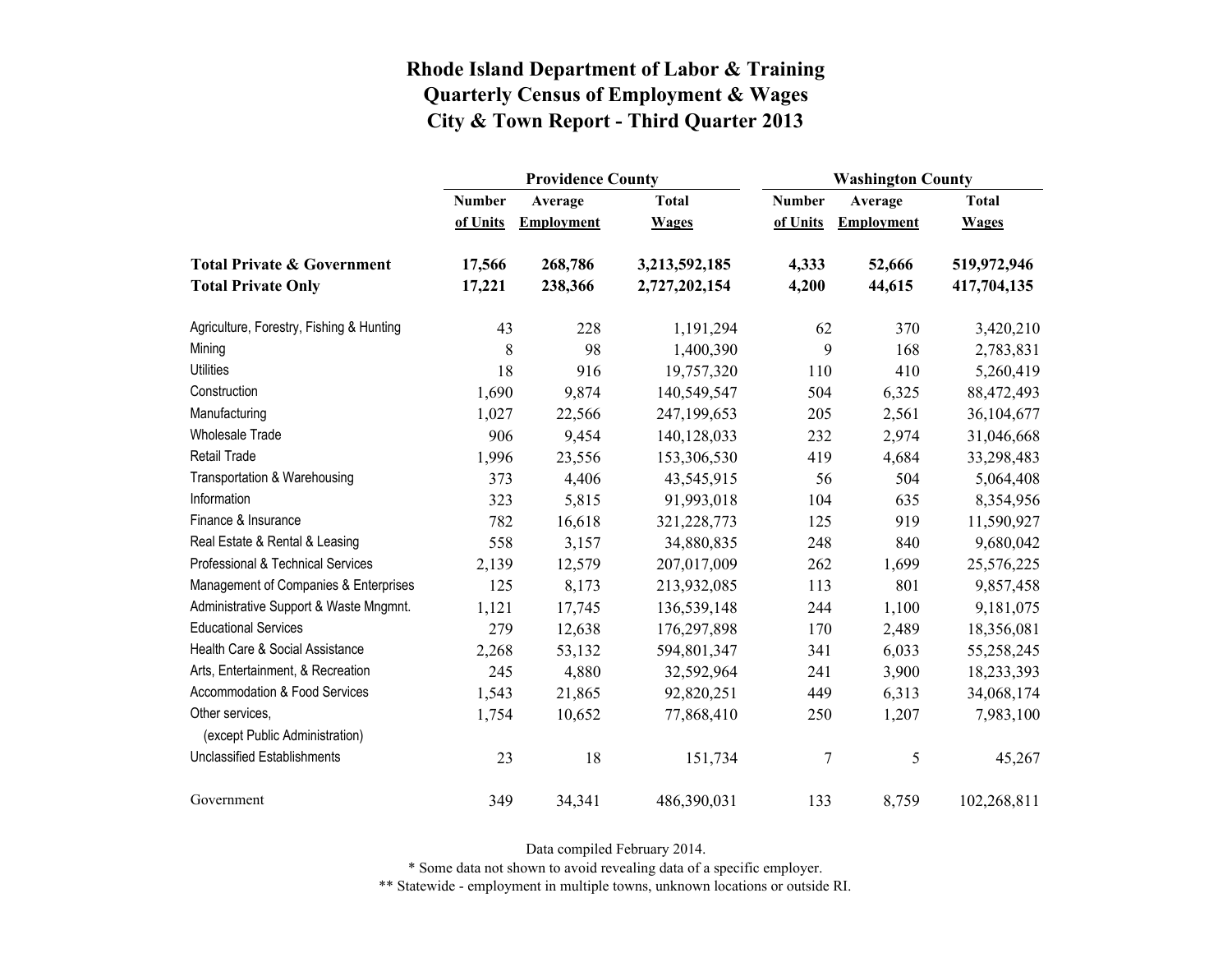# Rhode Island Department of Labor & Training
# Quarterly Census of Employment & Wages
# City & Town Report - Third Quarter 2013

| | Providence County | | | Washington County | | |
|---|---|---|---|---|---|---|
| | Number of Units | Average Employment | Total Wages | Number of Units | Average Employment | Total Wages |
| **Total Private & Government** | **17,566** | **268,786** | **3,213,592,185** | **4,333** | **52,666** | **519,972,946** |
| **Total Private Only** | **17,221** | **238,366** | **2,727,202,154** | **4,200** | **44,615** | **417,704,135** |
| Agriculture, Forestry, Fishing & Hunting | 43 | 228 | 1,191,294 | 62 | 370 | 3,420,210 |
| Mining | 8 | 98 | 1,400,390 | 9 | 168 | 2,783,831 |
| Utilities | 18 | 916 | 19,757,320 | 110 | 410 | 5,260,419 |
| Construction | 1,690 | 9,874 | 140,549,547 | 504 | 6,325 | 88,472,493 |
| Manufacturing | 1,027 | 22,566 | 247,199,653 | 205 | 2,561 | 36,104,677 |
| Wholesale Trade | 906 | 9,454 | 140,128,033 | 232 | 2,974 | 31,046,668 |
| Retail Trade | 1,996 | 23,556 | 153,306,530 | 419 | 4,684 | 33,298,483 |
| Transportation & Warehousing | 373 | 4,406 | 43,545,915 | 56 | 504 | 5,064,408 |
| Information | 323 | 5,815 | 91,993,018 | 104 | 635 | 8,354,956 |
| Finance & Insurance | 782 | 16,618 | 321,228,773 | 125 | 919 | 11,590,927 |
| Real Estate & Rental & Leasing | 558 | 3,157 | 34,880,835 | 248 | 840 | 9,680,042 |
| Professional & Technical Services | 2,139 | 12,579 | 207,017,009 | 262 | 1,699 | 25,576,225 |
| Management of Companies & Enterprises | 125 | 8,173 | 213,932,085 | 113 | 801 | 9,857,458 |
| Administrative Support & Waste Mngmnt. | 1,121 | 17,745 | 136,539,148 | 244 | 1,100 | 9,181,075 |
| Educational Services | 279 | 12,638 | 176,297,898 | 170 | 2,489 | 18,356,081 |
| Health Care & Social Assistance | 2,268 | 53,132 | 594,801,347 | 341 | 6,033 | 55,258,245 |
| Arts, Entertainment, & Recreation | 245 | 4,880 | 32,592,964 | 241 | 3,900 | 18,233,393 |
| Accommodation & Food Services | 1,543 | 21,865 | 92,820,251 | 449 | 6,313 | 34,068,174 |
| Other services, (except Public Administration) | 1,754 | 10,652 | 77,868,410 | 250 | 1,207 | 7,983,100 |
| Unclassified Establishments | 23 | 18 | 151,734 | 7 | 5 | 45,267 |
| Government | 349 | 34,341 | 486,390,031 | 133 | 8,759 | 102,268,811 |

Data compiled February 2014.

* Some data not shown to avoid revealing data of a specific employer.

** Statewide - employment in multiple towns, unknown locations or outside RI.